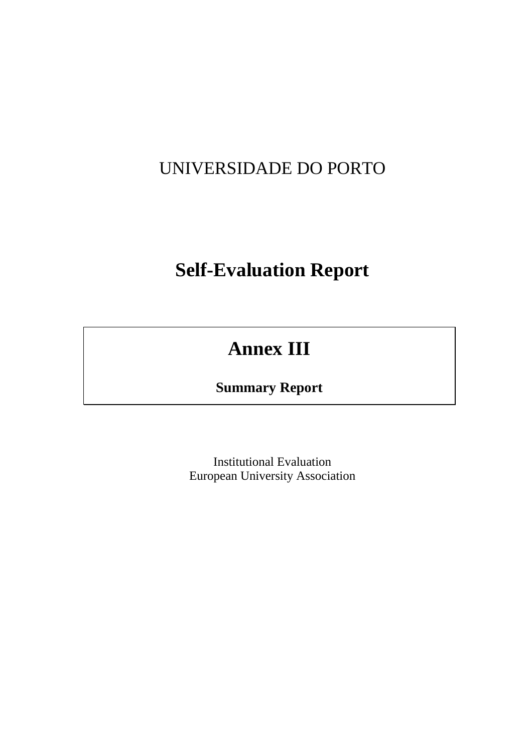UNIVERSIDADE DO PORTO

# Self-Evaluation Report

## Annex III

**Summary Report**

Institutional Evaluation
European University Association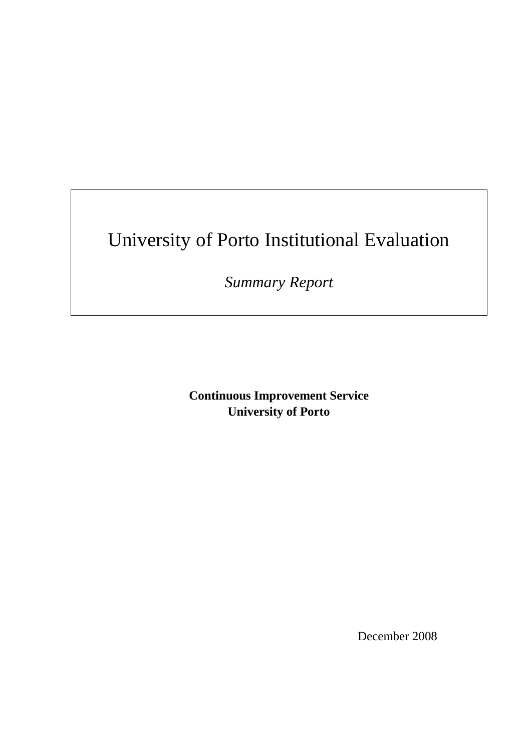# University of Porto Institutional Evaluation

*Summary Report*

**Continuous Improvement Service**
**University of Porto**

December 2008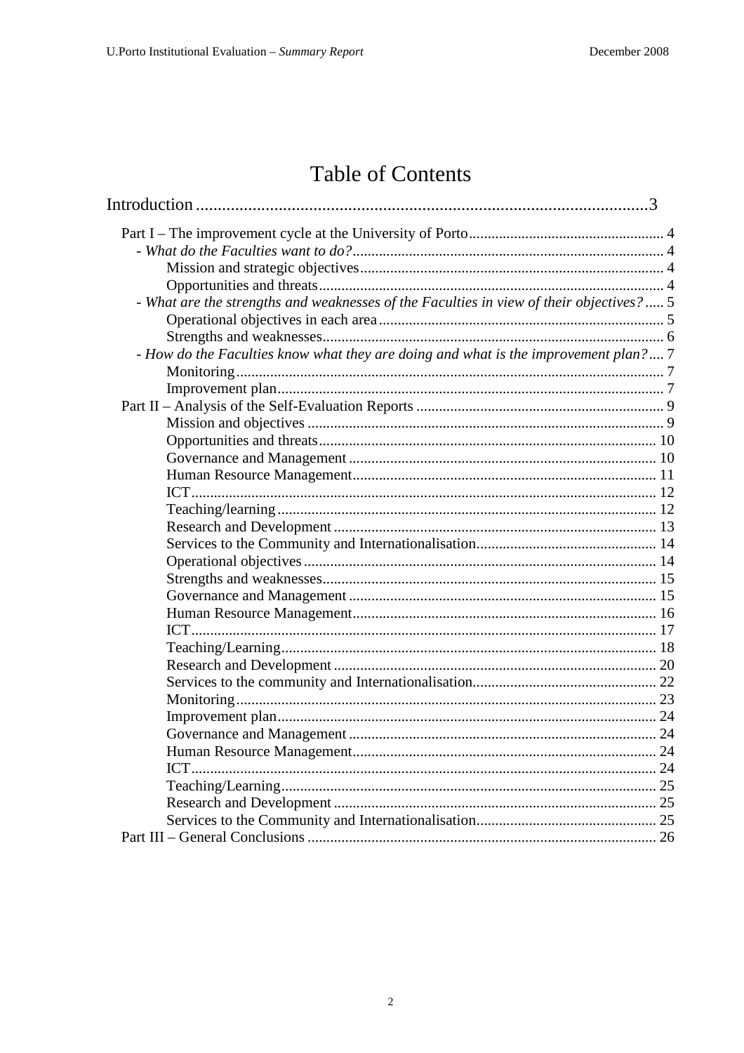# Table of Contents

Introduction ........................................................................................................3

Part I – The improvement cycle at the University of Porto .................................................... 4

- *What do the Faculties want to do?* .................................................................................. 4
    - Mission and strategic objectives ................................................................................ 4
    - Opportunities and threats ........................................................................................... 4
- *What are the strengths and weaknesses of the Faculties in view of their objectives?* ..... 5
    - Operational objectives in each area ........................................................................... 5
    - Strengths and weaknesses .......................................................................................... 6
- *How do the Faculties know what they are doing and what is the improvement plan?* .... 7
    - Monitoring ................................................................................................................. 7
    - Improvement plan ...................................................................................................... 7

Part II – Analysis of the Self-Evaluation Reports .................................................................. 9

- Mission and objectives .............................................................................................. 9
- Opportunities and threats ......................................................................................... 10
- Governance and Management ................................................................................. 10
- Human Resource Management ................................................................................ 11
- ICT .......................................................................................................................... 12
- Teaching/learning .................................................................................................... 12
- Research and Development ..................................................................................... 13
- Services to the Community and Internationalisation ................................................ 14
- Operational objectives ............................................................................................. 14
- Strengths and weaknesses ........................................................................................ 15
- Governance and Management ................................................................................. 15
- Human Resource Management ................................................................................ 16
- ICT .......................................................................................................................... 17
- Teaching/Learning ................................................................................................... 18
- Research and Development ..................................................................................... 20
- Services to the community and Internationalisation ................................................ 22
- Monitoring ............................................................................................................... 23
- Improvement plan .................................................................................................... 24
- Governance and Management ................................................................................. 24
- Human Resource Management ................................................................................ 24
- ICT .......................................................................................................................... 24
- Teaching/Learning ................................................................................................... 25
- Research and Development ..................................................................................... 25
- Services to the Community and Internationalisation ................................................ 25

Part III – General Conclusions ............................................................................................ 26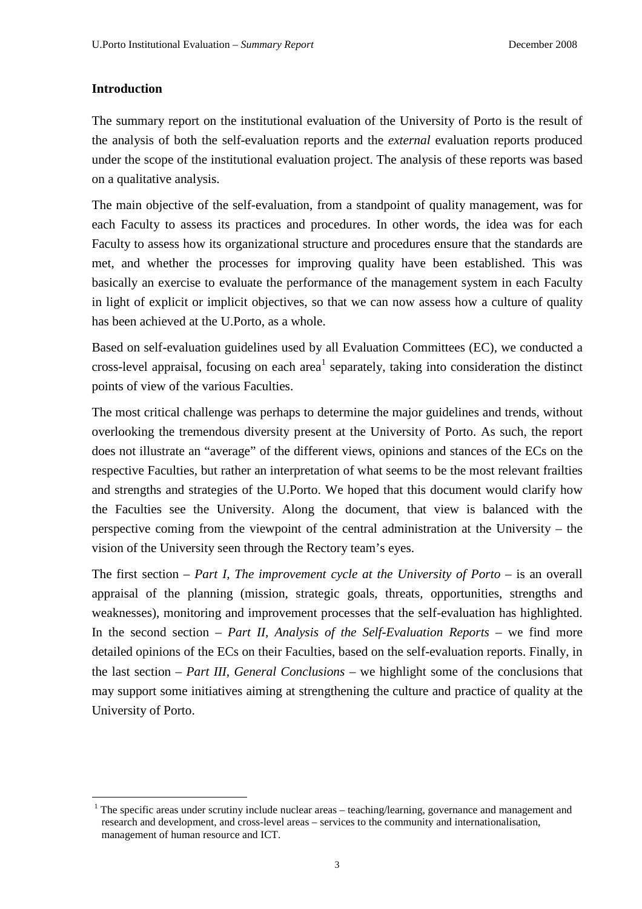## Introduction

The summary report on the institutional evaluation of the University of Porto is the result of the analysis of both the self-evaluation reports and the *external* evaluation reports produced under the scope of the institutional evaluation project. The analysis of these reports was based on a qualitative analysis.

The main objective of the self-evaluation, from a standpoint of quality management, was for each Faculty to assess its practices and procedures. In other words, the idea was for each Faculty to assess how its organizational structure and procedures ensure that the standards are met, and whether the processes for improving quality have been established. This was basically an exercise to evaluate the performance of the management system in each Faculty in light of explicit or implicit objectives, so that we can now assess how a culture of quality has been achieved at the U.Porto, as a whole.

Based on self-evaluation guidelines used by all Evaluation Committees (EC), we conducted a cross-level appraisal, focusing on each area[1] separately, taking into consideration the distinct points of view of the various Faculties.

The most critical challenge was perhaps to determine the major guidelines and trends, without overlooking the tremendous diversity present at the University of Porto. As such, the report does not illustrate an "average" of the different views, opinions and stances of the ECs on the respective Faculties, but rather an interpretation of what seems to be the most relevant frailties and strengths and strategies of the U.Porto. We hoped that this document would clarify how the Faculties see the University. Along the document, that view is balanced with the perspective coming from the viewpoint of the central administration at the University – the vision of the University seen through the Rectory team's eyes.

The first section – *Part I, The improvement cycle at the University of Porto* – is an overall appraisal of the planning (mission, strategic goals, threats, opportunities, strengths and weaknesses), monitoring and improvement processes that the self-evaluation has highlighted. In the second section – *Part II, Analysis of the Self-Evaluation Reports* – we find more detailed opinions of the ECs on their Faculties, based on the self-evaluation reports. Finally, in the last section – *Part III, General Conclusions* – we highlight some of the conclusions that may support some initiatives aiming at strengthening the culture and practice of quality at the University of Porto.

---

[1] The specific areas under scrutiny include nuclear areas – teaching/learning, governance and management and research and development, and cross-level areas – services to the community and internationalisation, management of human resource and ICT.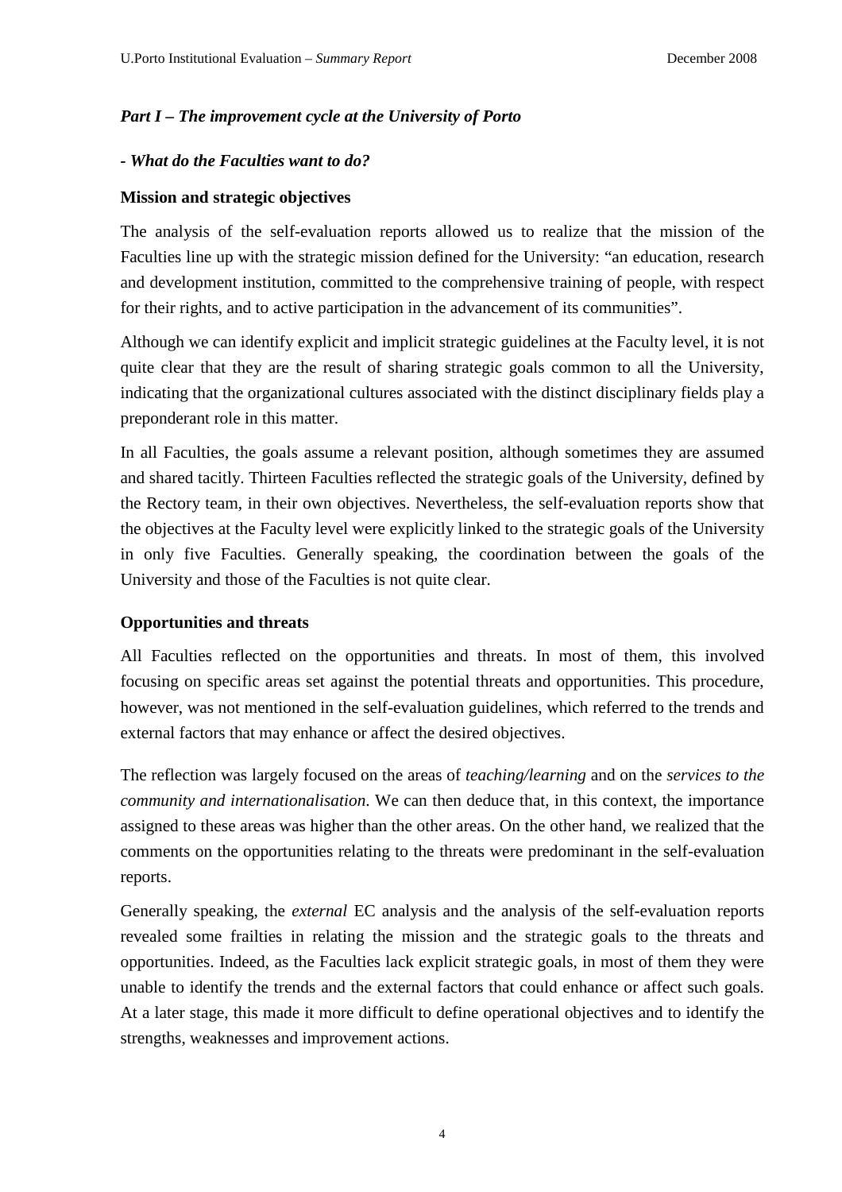## *Part I – The improvement cycle at the University of Porto*

### *- What do the Faculties want to do?*

#### Mission and strategic objectives

The analysis of the self-evaluation reports allowed us to realize that the mission of the Faculties line up with the strategic mission defined for the University: "an education, research and development institution, committed to the comprehensive training of people, with respect for their rights, and to active participation in the advancement of its communities".

Although we can identify explicit and implicit strategic guidelines at the Faculty level, it is not quite clear that they are the result of sharing strategic goals common to all the University, indicating that the organizational cultures associated with the distinct disciplinary fields play a preponderant role in this matter.

In all Faculties, the goals assume a relevant position, although sometimes they are assumed and shared tacitly. Thirteen Faculties reflected the strategic goals of the University, defined by the Rectory team, in their own objectives. Nevertheless, the self-evaluation reports show that the objectives at the Faculty level were explicitly linked to the strategic goals of the University in only five Faculties. Generally speaking, the coordination between the goals of the University and those of the Faculties is not quite clear.

#### Opportunities and threats

All Faculties reflected on the opportunities and threats. In most of them, this involved focusing on specific areas set against the potential threats and opportunities. This procedure, however, was not mentioned in the self-evaluation guidelines, which referred to the trends and external factors that may enhance or affect the desired objectives.

The reflection was largely focused on the areas of *teaching/learning* and on the *services to the community and internationalisation*. We can then deduce that, in this context, the importance assigned to these areas was higher than the other areas. On the other hand, we realized that the comments on the opportunities relating to the threats were predominant in the self-evaluation reports.

Generally speaking, the *external* EC analysis and the analysis of the self-evaluation reports revealed some frailties in relating the mission and the strategic goals to the threats and opportunities. Indeed, as the Faculties lack explicit strategic goals, in most of them they were unable to identify the trends and the external factors that could enhance or affect such goals. At a later stage, this made it more difficult to define operational objectives and to identify the strengths, weaknesses and improvement actions.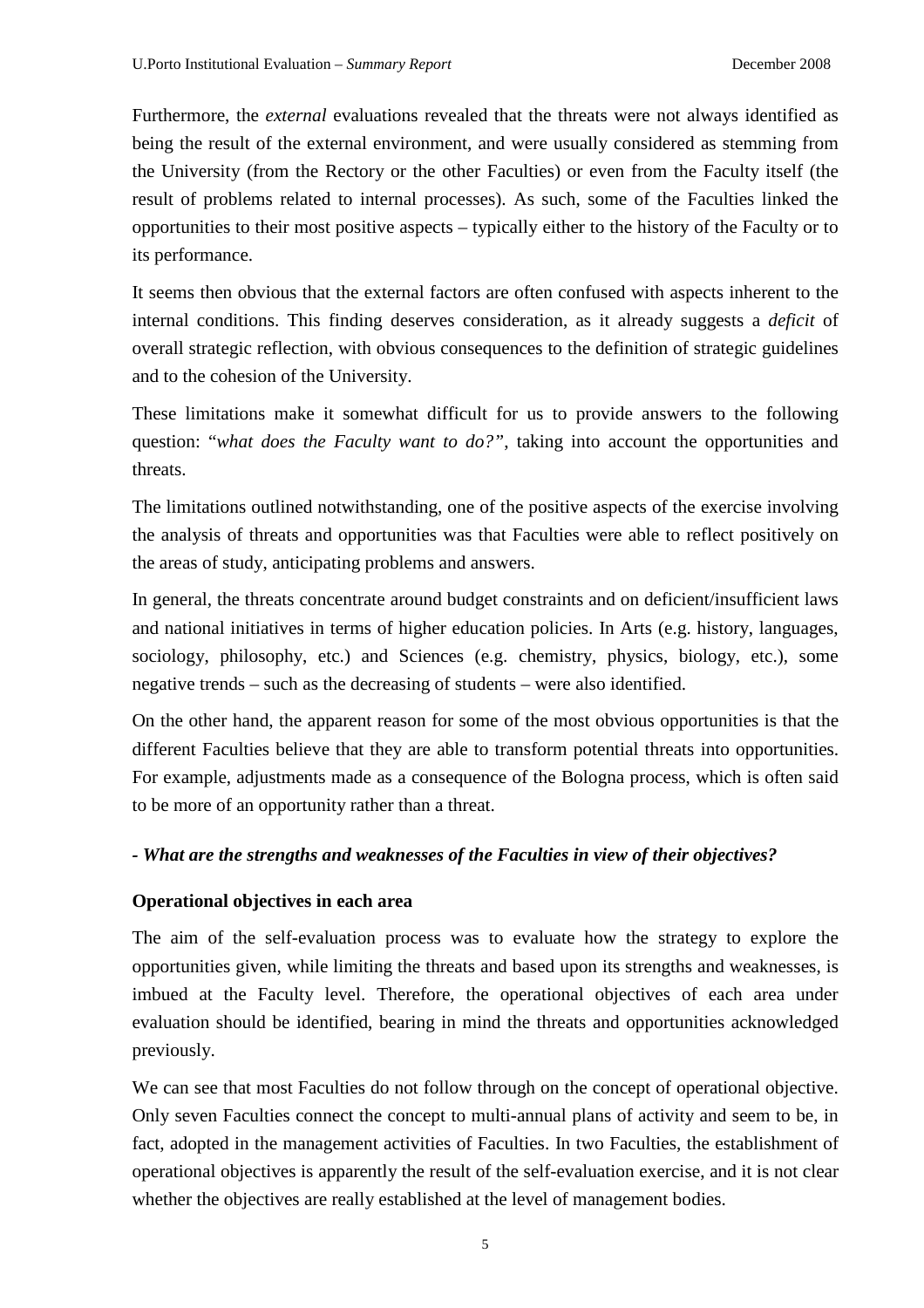Furthermore, the *external* evaluations revealed that the threats were not always identified as being the result of the external environment, and were usually considered as stemming from the University (from the Rectory or the other Faculties) or even from the Faculty itself (the result of problems related to internal processes). As such, some of the Faculties linked the opportunities to their most positive aspects – typically either to the history of the Faculty or to its performance.

It seems then obvious that the external factors are often confused with aspects inherent to the internal conditions. This finding deserves consideration, as it already suggests a *deficit* of overall strategic reflection, with obvious consequences to the definition of strategic guidelines and to the cohesion of the University.

These limitations make it somewhat difficult for us to provide answers to the following question: "*what does the Faculty want to do?"*, taking into account the opportunities and threats.

The limitations outlined notwithstanding, one of the positive aspects of the exercise involving the analysis of threats and opportunities was that Faculties were able to reflect positively on the areas of study, anticipating problems and answers.

In general, the threats concentrate around budget constraints and on deficient/insufficient laws and national initiatives in terms of higher education policies. In Arts (e.g. history, languages, sociology, philosophy, etc.) and Sciences (e.g. chemistry, physics, biology, etc.), some negative trends – such as the decreasing of students – were also identified.

On the other hand, the apparent reason for some of the most obvious opportunities is that the different Faculties believe that they are able to transform potential threats into opportunities. For example, adjustments made as a consequence of the Bologna process, which is often said to be more of an opportunity rather than a threat.

***- What are the strengths and weaknesses of the Faculties in view of their objectives?***

**Operational objectives in each area**

The aim of the self-evaluation process was to evaluate how the strategy to explore the opportunities given, while limiting the threats and based upon its strengths and weaknesses, is imbued at the Faculty level. Therefore, the operational objectives of each area under evaluation should be identified, bearing in mind the threats and opportunities acknowledged previously.

We can see that most Faculties do not follow through on the concept of operational objective. Only seven Faculties connect the concept to multi-annual plans of activity and seem to be, in fact, adopted in the management activities of Faculties. In two Faculties, the establishment of operational objectives is apparently the result of the self-evaluation exercise, and it is not clear whether the objectives are really established at the level of management bodies.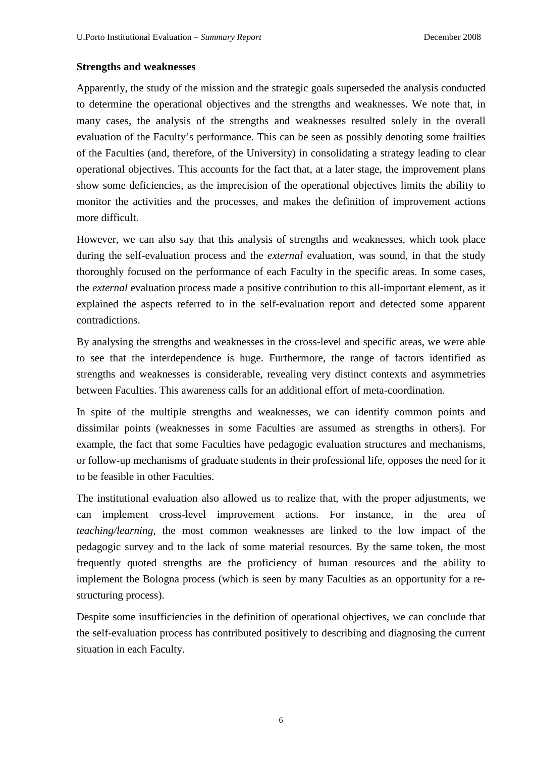**Strengths and weaknesses**

Apparently, the study of the mission and the strategic goals superseded the analysis conducted to determine the operational objectives and the strengths and weaknesses. We note that, in many cases, the analysis of the strengths and weaknesses resulted solely in the overall evaluation of the Faculty's performance. This can be seen as possibly denoting some frailties of the Faculties (and, therefore, of the University) in consolidating a strategy leading to clear operational objectives. This accounts for the fact that, at a later stage, the improvement plans show some deficiencies, as the imprecision of the operational objectives limits the ability to monitor the activities and the processes, and makes the definition of improvement actions more difficult.

However, we can also say that this analysis of strengths and weaknesses, which took place during the self-evaluation process and the *external* evaluation, was sound, in that the study thoroughly focused on the performance of each Faculty in the specific areas. In some cases, the *external* evaluation process made a positive contribution to this all-important element, as it explained the aspects referred to in the self-evaluation report and detected some apparent contradictions.

By analysing the strengths and weaknesses in the cross-level and specific areas, we were able to see that the interdependence is huge. Furthermore, the range of factors identified as strengths and weaknesses is considerable, revealing very distinct contexts and asymmetries between Faculties. This awareness calls for an additional effort of meta-coordination.

In spite of the multiple strengths and weaknesses, we can identify common points and dissimilar points (weaknesses in some Faculties are assumed as strengths in others). For example, the fact that some Faculties have pedagogic evaluation structures and mechanisms, or follow-up mechanisms of graduate students in their professional life, opposes the need for it to be feasible in other Faculties.

The institutional evaluation also allowed us to realize that, with the proper adjustments, we can implement cross-level improvement actions. For instance, in the area of *teaching/learning*, the most common weaknesses are linked to the low impact of the pedagogic survey and to the lack of some material resources. By the same token, the most frequently quoted strengths are the proficiency of human resources and the ability to implement the Bologna process (which is seen by many Faculties as an opportunity for a re-structuring process).

Despite some insufficiencies in the definition of operational objectives, we can conclude that the self-evaluation process has contributed positively to describing and diagnosing the current situation in each Faculty.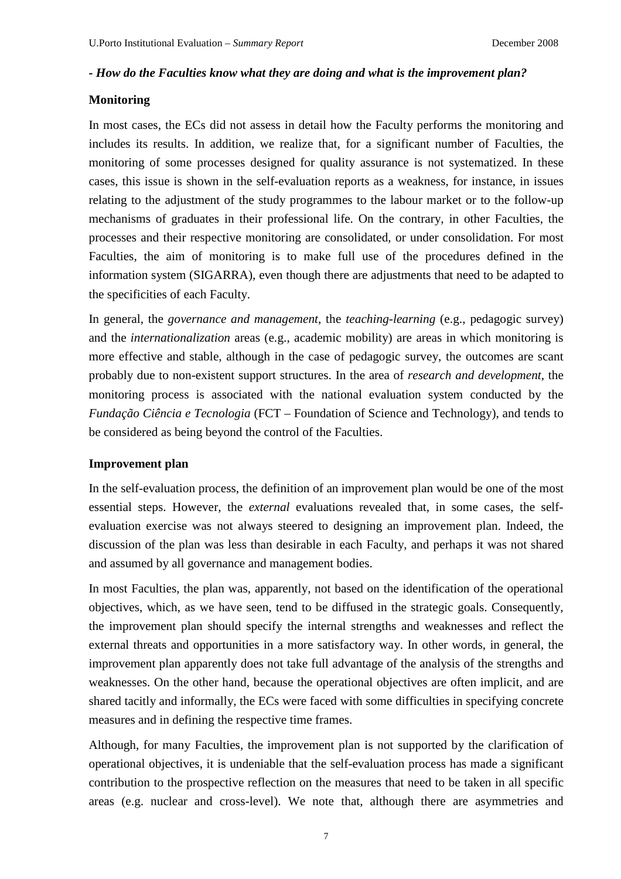***- How do the Faculties know what they are doing and what is the improvement plan?***

**Monitoring**

In most cases, the ECs did not assess in detail how the Faculty performs the monitoring and includes its results. In addition, we realize that, for a significant number of Faculties, the monitoring of some processes designed for quality assurance is not systematized. In these cases, this issue is shown in the self-evaluation reports as a weakness, for instance, in issues relating to the adjustment of the study programmes to the labour market or to the follow-up mechanisms of graduates in their professional life. On the contrary, in other Faculties, the processes and their respective monitoring are consolidated, or under consolidation. For most Faculties, the aim of monitoring is to make full use of the procedures defined in the information system (SIGARRA), even though there are adjustments that need to be adapted to the specificities of each Faculty.

In general, the *governance and management*, the *teaching-learning* (e.g., pedagogic survey) and the *internationalization* areas (e.g., academic mobility) are areas in which monitoring is more effective and stable, although in the case of pedagogic survey, the outcomes are scant probably due to non-existent support structures. In the area of *research and development*, the monitoring process is associated with the national evaluation system conducted by the *Fundação Ciência e Tecnologia* (FCT – Foundation of Science and Technology), and tends to be considered as being beyond the control of the Faculties.

**Improvement plan**

In the self-evaluation process, the definition of an improvement plan would be one of the most essential steps. However, the *external* evaluations revealed that, in some cases, the self-evaluation exercise was not always steered to designing an improvement plan. Indeed, the discussion of the plan was less than desirable in each Faculty, and perhaps it was not shared and assumed by all governance and management bodies.

In most Faculties, the plan was, apparently, not based on the identification of the operational objectives, which, as we have seen, tend to be diffused in the strategic goals. Consequently, the improvement plan should specify the internal strengths and weaknesses and reflect the external threats and opportunities in a more satisfactory way. In other words, in general, the improvement plan apparently does not take full advantage of the analysis of the strengths and weaknesses. On the other hand, because the operational objectives are often implicit, and are shared tacitly and informally, the ECs were faced with some difficulties in specifying concrete measures and in defining the respective time frames.

Although, for many Faculties, the improvement plan is not supported by the clarification of operational objectives, it is undeniable that the self-evaluation process has made a significant contribution to the prospective reflection on the measures that need to be taken in all specific areas (e.g. nuclear and cross-level). We note that, although there are asymmetries and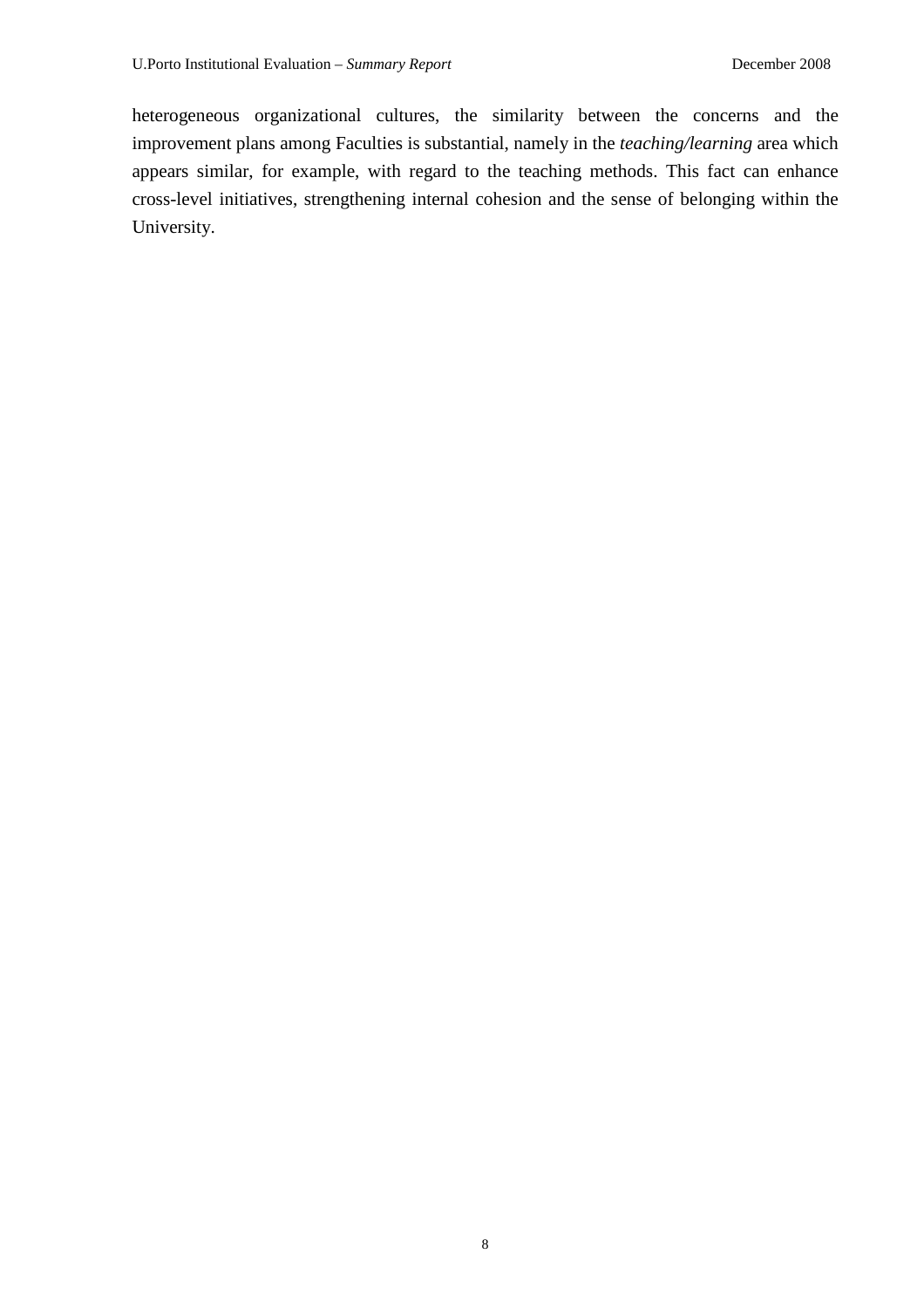heterogeneous organizational cultures, the similarity between the concerns and the improvement plans among Faculties is substantial, namely in the *teaching/learning* area which appears similar, for example, with regard to the teaching methods. This fact can enhance cross-level initiatives, strengthening internal cohesion and the sense of belonging within the University.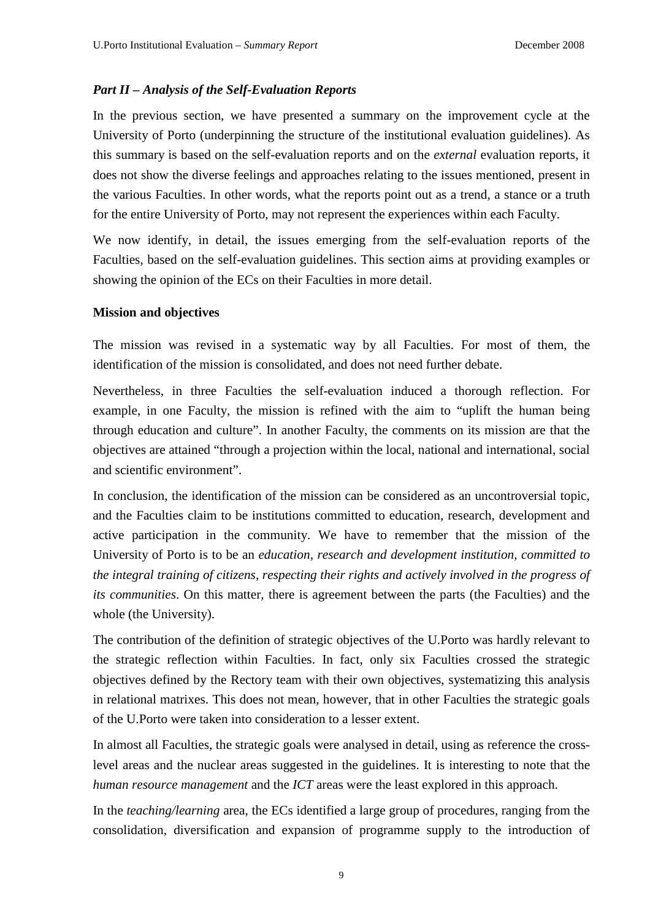### *Part II – Analysis of the Self-Evaluation Reports*

In the previous section, we have presented a summary on the improvement cycle at the University of Porto (underpinning the structure of the institutional evaluation guidelines). As this summary is based on the self-evaluation reports and on the *external* evaluation reports, it does not show the diverse feelings and approaches relating to the issues mentioned, present in the various Faculties. In other words, what the reports point out as a trend, a stance or a truth for the entire University of Porto, may not represent the experiences within each Faculty.

We now identify, in detail, the issues emerging from the self-evaluation reports of the Faculties, based on the self-evaluation guidelines. This section aims at providing examples or showing the opinion of the ECs on their Faculties in more detail.

**Mission and objectives**

The mission was revised in a systematic way by all Faculties. For most of them, the identification of the mission is consolidated, and does not need further debate.

Nevertheless, in three Faculties the self-evaluation induced a thorough reflection. For example, in one Faculty, the mission is refined with the aim to "uplift the human being through education and culture". In another Faculty, the comments on its mission are that the objectives are attained "through a projection within the local, national and international, social and scientific environment".

In conclusion, the identification of the mission can be considered as an uncontroversial topic, and the Faculties claim to be institutions committed to education, research, development and active participation in the community. We have to remember that the mission of the University of Porto is to be an *education, research and development institution, committed to the integral training of citizens, respecting their rights and actively involved in the progress of its communities*. On this matter, there is agreement between the parts (the Faculties) and the whole (the University).

The contribution of the definition of strategic objectives of the U.Porto was hardly relevant to the strategic reflection within Faculties. In fact, only six Faculties crossed the strategic objectives defined by the Rectory team with their own objectives, systematizing this analysis in relational matrixes. This does not mean, however, that in other Faculties the strategic goals of the U.Porto were taken into consideration to a lesser extent.

In almost all Faculties, the strategic goals were analysed in detail, using as reference the cross-level areas and the nuclear areas suggested in the guidelines. It is interesting to note that the *human resource management* and the *ICT* areas were the least explored in this approach.

In the *teaching/learning* area, the ECs identified a large group of procedures, ranging from the consolidation, diversification and expansion of programme supply to the introduction of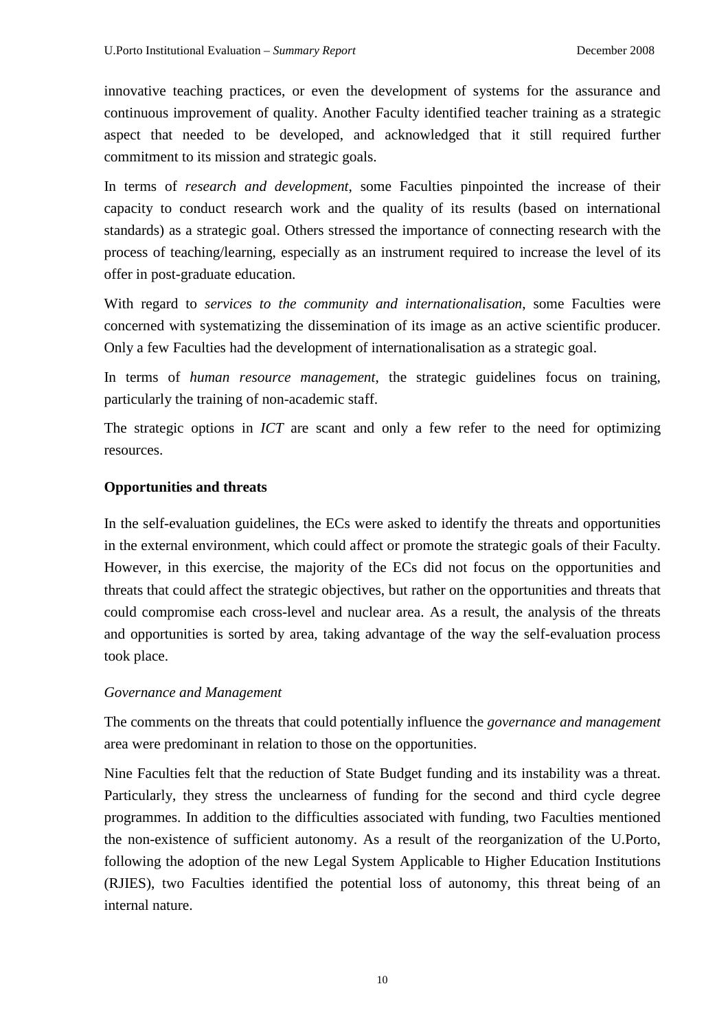innovative teaching practices, or even the development of systems for the assurance and continuous improvement of quality. Another Faculty identified teacher training as a strategic aspect that needed to be developed, and acknowledged that it still required further commitment to its mission and strategic goals.

In terms of *research and development*, some Faculties pinpointed the increase of their capacity to conduct research work and the quality of its results (based on international standards) as a strategic goal. Others stressed the importance of connecting research with the process of teaching/learning, especially as an instrument required to increase the level of its offer in post-graduate education.

With regard to *services to the community and internationalisation*, some Faculties were concerned with systematizing the dissemination of its image as an active scientific producer. Only a few Faculties had the development of internationalisation as a strategic goal.

In terms of *human resource management*, the strategic guidelines focus on training, particularly the training of non-academic staff.

The strategic options in *ICT* are scant and only a few refer to the need for optimizing resources.

**Opportunities and threats**

In the self-evaluation guidelines, the ECs were asked to identify the threats and opportunities in the external environment, which could affect or promote the strategic goals of their Faculty. However, in this exercise, the majority of the ECs did not focus on the opportunities and threats that could affect the strategic objectives, but rather on the opportunities and threats that could compromise each cross-level and nuclear area. As a result, the analysis of the threats and opportunities is sorted by area, taking advantage of the way the self-evaluation process took place.

*Governance and Management*

The comments on the threats that could potentially influence the *governance and management* area were predominant in relation to those on the opportunities.

Nine Faculties felt that the reduction of State Budget funding and its instability was a threat. Particularly, they stress the unclearness of funding for the second and third cycle degree programmes. In addition to the difficulties associated with funding, two Faculties mentioned the non-existence of sufficient autonomy. As a result of the reorganization of the U.Porto, following the adoption of the new Legal System Applicable to Higher Education Institutions (RJIES), two Faculties identified the potential loss of autonomy, this threat being of an internal nature.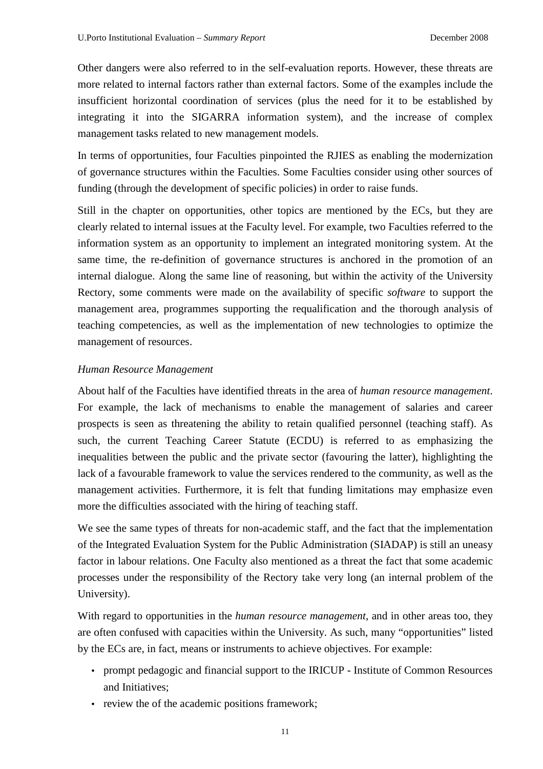Other dangers were also referred to in the self-evaluation reports. However, these threats are more related to internal factors rather than external factors. Some of the examples include the insufficient horizontal coordination of services (plus the need for it to be established by integrating it into the SIGARRA information system), and the increase of complex management tasks related to new management models.

In terms of opportunities, four Faculties pinpointed the RJIES as enabling the modernization of governance structures within the Faculties. Some Faculties consider using other sources of funding (through the development of specific policies) in order to raise funds.

Still in the chapter on opportunities, other topics are mentioned by the ECs, but they are clearly related to internal issues at the Faculty level. For example, two Faculties referred to the information system as an opportunity to implement an integrated monitoring system. At the same time, the re-definition of governance structures is anchored in the promotion of an internal dialogue. Along the same line of reasoning, but within the activity of the University Rectory, some comments were made on the availability of specific *software* to support the management area, programmes supporting the requalification and the thorough analysis of teaching competencies, as well as the implementation of new technologies to optimize the management of resources.

*Human Resource Management*

About half of the Faculties have identified threats in the area of *human resource management*. For example, the lack of mechanisms to enable the management of salaries and career prospects is seen as threatening the ability to retain qualified personnel (teaching staff). As such, the current Teaching Career Statute (ECDU) is referred to as emphasizing the inequalities between the public and the private sector (favouring the latter), highlighting the lack of a favourable framework to value the services rendered to the community, as well as the management activities. Furthermore, it is felt that funding limitations may emphasize even more the difficulties associated with the hiring of teaching staff.

We see the same types of threats for non-academic staff, and the fact that the implementation of the Integrated Evaluation System for the Public Administration (SIADAP) is still an uneasy factor in labour relations. One Faculty also mentioned as a threat the fact that some academic processes under the responsibility of the Rectory take very long (an internal problem of the University).

With regard to opportunities in the *human resource management*, and in other areas too, they are often confused with capacities within the University. As such, many "opportunities" listed by the ECs are, in fact, means or instruments to achieve objectives. For example:

- prompt pedagogic and financial support to the IRICUP - Institute of Common Resources and Initiatives;
- review the of the academic positions framework;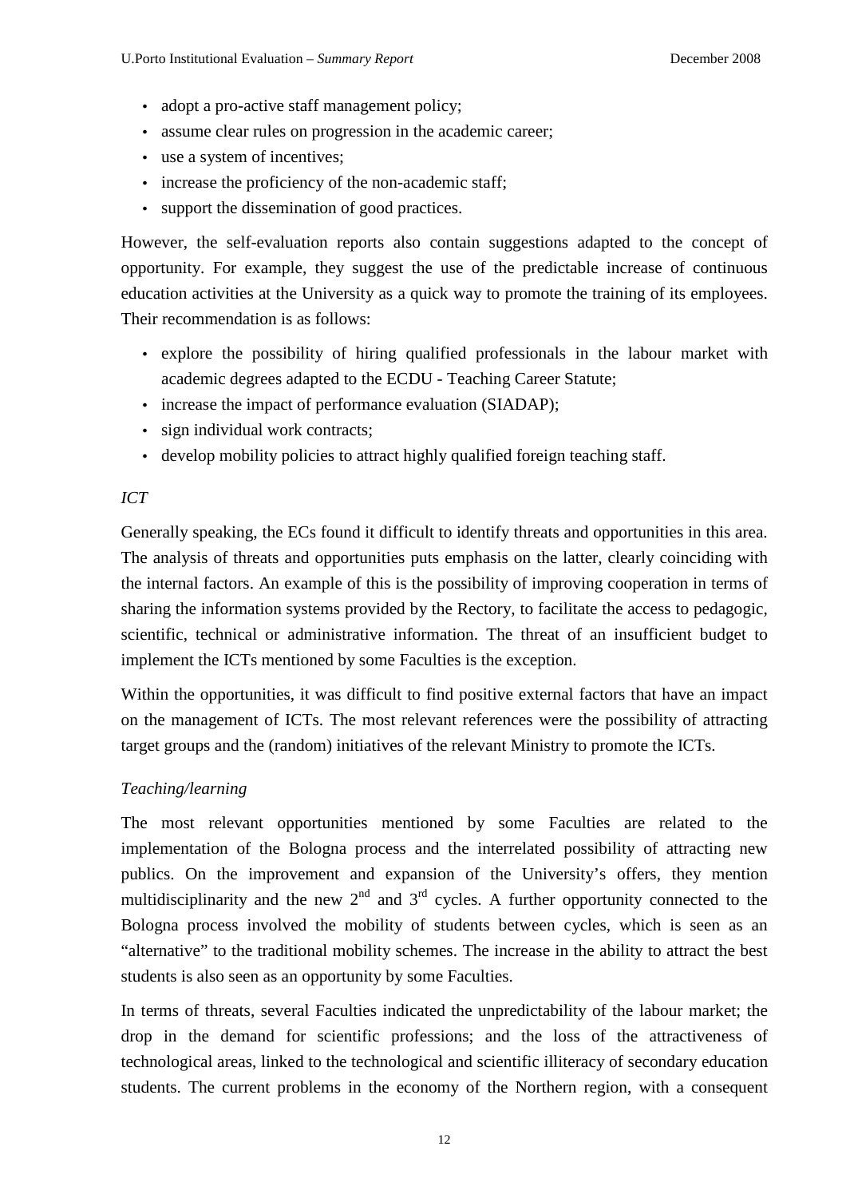- adopt a pro-active staff management policy;
- assume clear rules on progression in the academic career;
- use a system of incentives;
- increase the proficiency of the non-academic staff;
- support the dissemination of good practices.

However, the self-evaluation reports also contain suggestions adapted to the concept of opportunity. For example, they suggest the use of the predictable increase of continuous education activities at the University as a quick way to promote the training of its employees. Their recommendation is as follows:

- explore the possibility of hiring qualified professionals in the labour market with academic degrees adapted to the ECDU - Teaching Career Statute;
- increase the impact of performance evaluation (SIADAP);
- sign individual work contracts;
- develop mobility policies to attract highly qualified foreign teaching staff.

*ICT*

Generally speaking, the ECs found it difficult to identify threats and opportunities in this area. The analysis of threats and opportunities puts emphasis on the latter, clearly coinciding with the internal factors. An example of this is the possibility of improving cooperation in terms of sharing the information systems provided by the Rectory, to facilitate the access to pedagogic, scientific, technical or administrative information. The threat of an insufficient budget to implement the ICTs mentioned by some Faculties is the exception.

Within the opportunities, it was difficult to find positive external factors that have an impact on the management of ICTs. The most relevant references were the possibility of attracting target groups and the (random) initiatives of the relevant Ministry to promote the ICTs.

*Teaching/learning*

The most relevant opportunities mentioned by some Faculties are related to the implementation of the Bologna process and the interrelated possibility of attracting new publics. On the improvement and expansion of the University's offers, they mention multidisciplinarity and the new 2nd and 3rd cycles. A further opportunity connected to the Bologna process involved the mobility of students between cycles, which is seen as an "alternative" to the traditional mobility schemes. The increase in the ability to attract the best students is also seen as an opportunity by some Faculties.

In terms of threats, several Faculties indicated the unpredictability of the labour market; the drop in the demand for scientific professions; and the loss of the attractiveness of technological areas, linked to the technological and scientific illiteracy of secondary education students. The current problems in the economy of the Northern region, with a consequent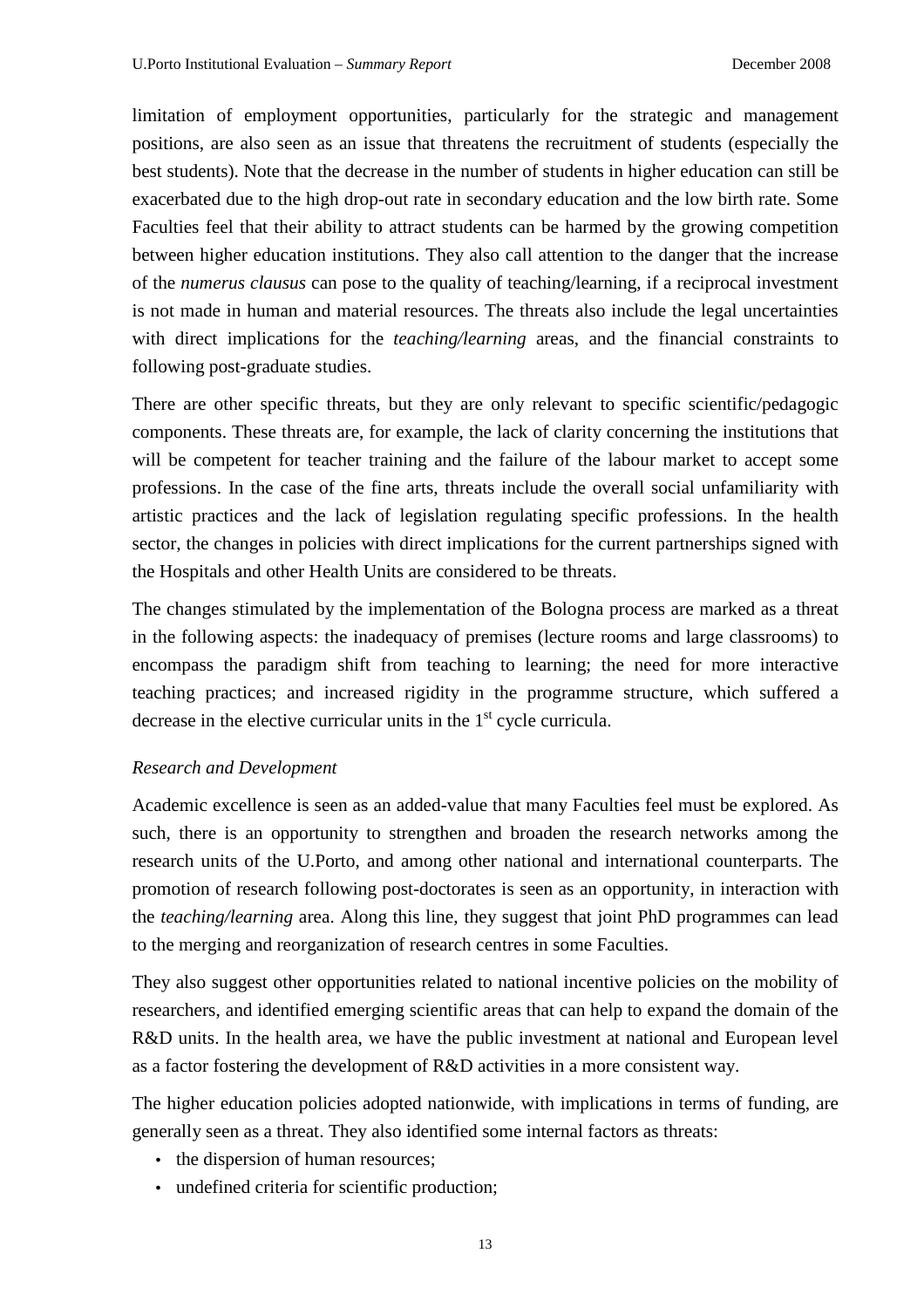limitation of employment opportunities, particularly for the strategic and management positions, are also seen as an issue that threatens the recruitment of students (especially the best students). Note that the decrease in the number of students in higher education can still be exacerbated due to the high drop-out rate in secondary education and the low birth rate. Some Faculties feel that their ability to attract students can be harmed by the growing competition between higher education institutions. They also call attention to the danger that the increase of the *numerus clausus* can pose to the quality of teaching/learning, if a reciprocal investment is not made in human and material resources. The threats also include the legal uncertainties with direct implications for the *teaching/learning* areas, and the financial constraints to following post-graduate studies.

There are other specific threats, but they are only relevant to specific scientific/pedagogic components. These threats are, for example, the lack of clarity concerning the institutions that will be competent for teacher training and the failure of the labour market to accept some professions. In the case of the fine arts, threats include the overall social unfamiliarity with artistic practices and the lack of legislation regulating specific professions. In the health sector, the changes in policies with direct implications for the current partnerships signed with the Hospitals and other Health Units are considered to be threats.

The changes stimulated by the implementation of the Bologna process are marked as a threat in the following aspects: the inadequacy of premises (lecture rooms and large classrooms) to encompass the paradigm shift from teaching to learning; the need for more interactive teaching practices; and increased rigidity in the programme structure, which suffered a decrease in the elective curricular units in the 1st cycle curricula.

*Research and Development*

Academic excellence is seen as an added-value that many Faculties feel must be explored. As such, there is an opportunity to strengthen and broaden the research networks among the research units of the U.Porto, and among other national and international counterparts. The promotion of research following post-doctorates is seen as an opportunity, in interaction with the *teaching/learning* area. Along this line, they suggest that joint PhD programmes can lead to the merging and reorganization of research centres in some Faculties.

They also suggest other opportunities related to national incentive policies on the mobility of researchers, and identified emerging scientific areas that can help to expand the domain of the R&D units. In the health area, we have the public investment at national and European level as a factor fostering the development of R&D activities in a more consistent way.

The higher education policies adopted nationwide, with implications in terms of funding, are generally seen as a threat. They also identified some internal factors as threats:

- the dispersion of human resources;
- undefined criteria for scientific production;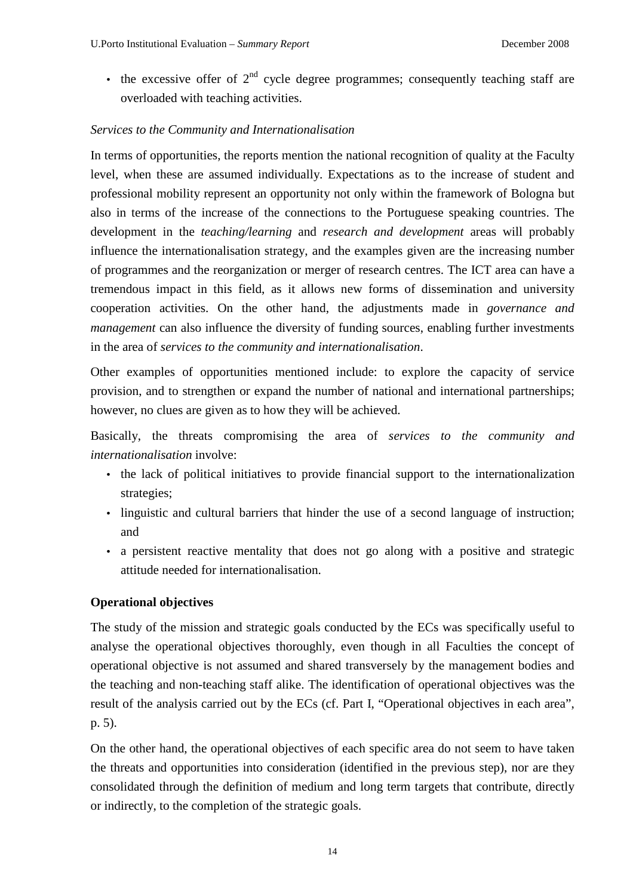- the excessive offer of 2nd cycle degree programmes; consequently teaching staff are overloaded with teaching activities.

*Services to the Community and Internationalisation*

In terms of opportunities, the reports mention the national recognition of quality at the Faculty level, when these are assumed individually. Expectations as to the increase of student and professional mobility represent an opportunity not only within the framework of Bologna but also in terms of the increase of the connections to the Portuguese speaking countries. The development in the *teaching/learning* and *research and development* areas will probably influence the internationalisation strategy, and the examples given are the increasing number of programmes and the reorganization or merger of research centres. The ICT area can have a tremendous impact in this field, as it allows new forms of dissemination and university cooperation activities. On the other hand, the adjustments made in *governance and management* can also influence the diversity of funding sources, enabling further investments in the area of *services to the community and internationalisation*.

Other examples of opportunities mentioned include: to explore the capacity of service provision, and to strengthen or expand the number of national and international partnerships; however, no clues are given as to how they will be achieved.

Basically, the threats compromising the area of *services to the community and internationalisation* involve:

- the lack of political initiatives to provide financial support to the internationalization strategies;
- linguistic and cultural barriers that hinder the use of a second language of instruction; and
- a persistent reactive mentality that does not go along with a positive and strategic attitude needed for internationalisation.

**Operational objectives**

The study of the mission and strategic goals conducted by the ECs was specifically useful to analyse the operational objectives thoroughly, even though in all Faculties the concept of operational objective is not assumed and shared transversely by the management bodies and the teaching and non-teaching staff alike. The identification of operational objectives was the result of the analysis carried out by the ECs (cf. Part I, "Operational objectives in each area", p. 5).

On the other hand, the operational objectives of each specific area do not seem to have taken the threats and opportunities into consideration (identified in the previous step), nor are they consolidated through the definition of medium and long term targets that contribute, directly or indirectly, to the completion of the strategic goals.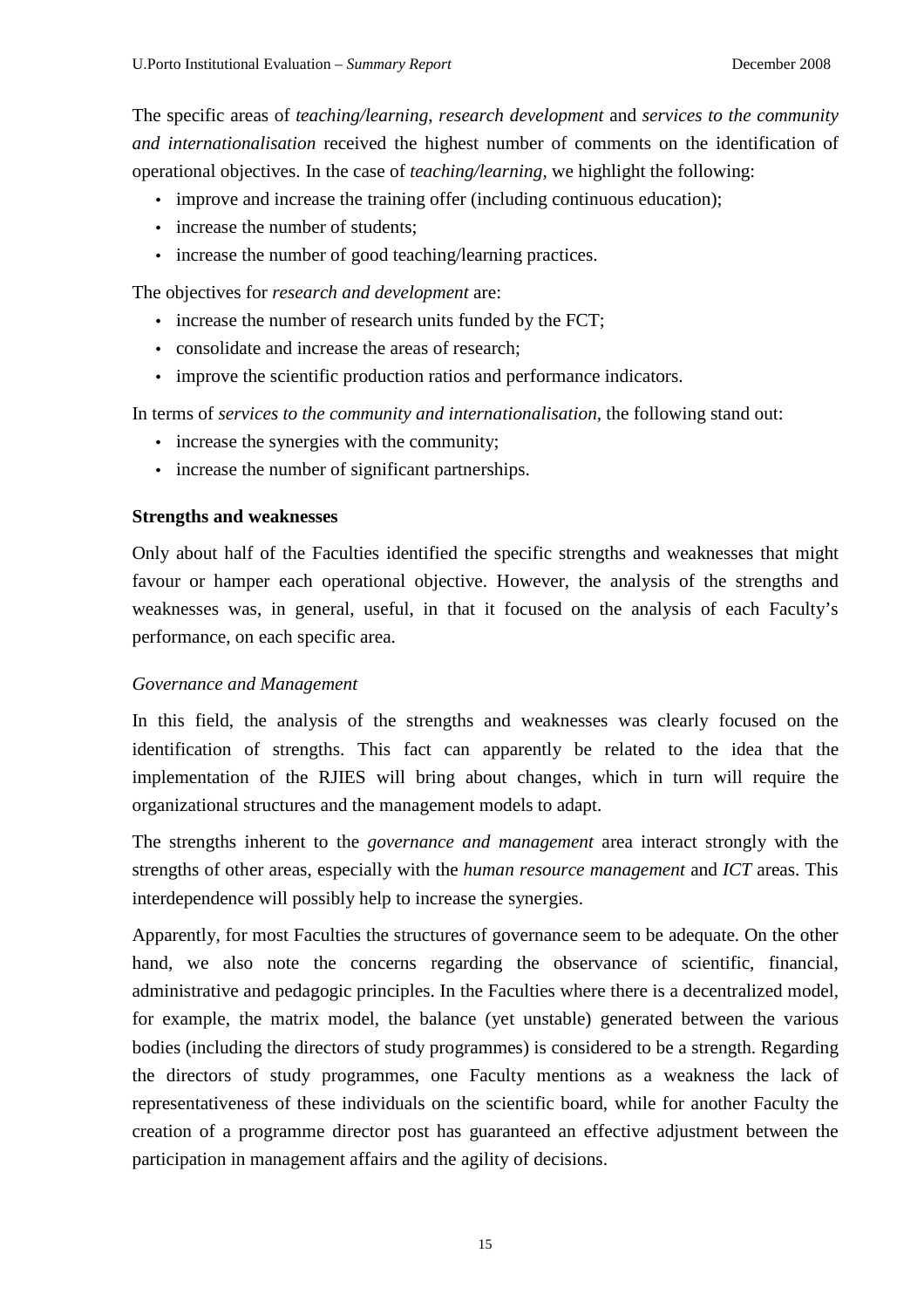The specific areas of *teaching/learning*, *research development* and *services to the community and internationalisation* received the highest number of comments on the identification of operational objectives. In the case of *teaching/learning*, we highlight the following:

- improve and increase the training offer (including continuous education);
- increase the number of students;
- increase the number of good teaching/learning practices.

The objectives for *research and development* are:

- increase the number of research units funded by the FCT;
- consolidate and increase the areas of research;
- improve the scientific production ratios and performance indicators.

In terms of *services to the community and internationalisation*, the following stand out:

- increase the synergies with the community;
- increase the number of significant partnerships.

**Strengths and weaknesses**

Only about half of the Faculties identified the specific strengths and weaknesses that might favour or hamper each operational objective. However, the analysis of the strengths and weaknesses was, in general, useful, in that it focused on the analysis of each Faculty's performance, on each specific area.

*Governance and Management*

In this field, the analysis of the strengths and weaknesses was clearly focused on the identification of strengths. This fact can apparently be related to the idea that the implementation of the RJIES will bring about changes, which in turn will require the organizational structures and the management models to adapt.

The strengths inherent to the *governance and management* area interact strongly with the strengths of other areas, especially with the *human resource management* and *ICT* areas. This interdependence will possibly help to increase the synergies.

Apparently, for most Faculties the structures of governance seem to be adequate. On the other hand, we also note the concerns regarding the observance of scientific, financial, administrative and pedagogic principles. In the Faculties where there is a decentralized model, for example, the matrix model, the balance (yet unstable) generated between the various bodies (including the directors of study programmes) is considered to be a strength. Regarding the directors of study programmes, one Faculty mentions as a weakness the lack of representativeness of these individuals on the scientific board, while for another Faculty the creation of a programme director post has guaranteed an effective adjustment between the participation in management affairs and the agility of decisions.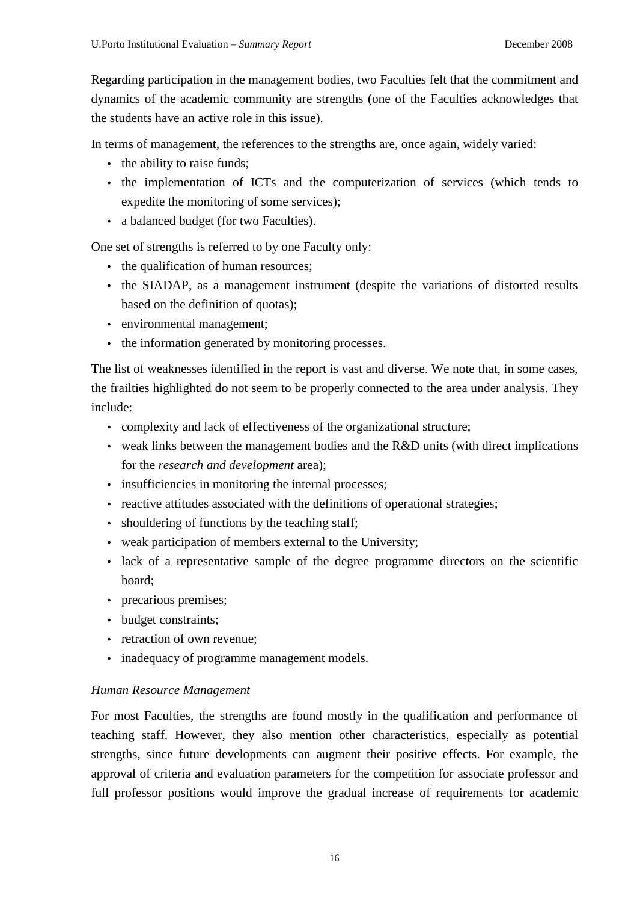Regarding participation in the management bodies, two Faculties felt that the commitment and dynamics of the academic community are strengths (one of the Faculties acknowledges that the students have an active role in this issue).

In terms of management, the references to the strengths are, once again, widely varied:

- the ability to raise funds;
- the implementation of ICTs and the computerization of services (which tends to expedite the monitoring of some services);
- a balanced budget (for two Faculties).

One set of strengths is referred to by one Faculty only:

- the qualification of human resources;
- the SIADAP, as a management instrument (despite the variations of distorted results based on the definition of quotas);
- environmental management;
- the information generated by monitoring processes.

The list of weaknesses identified in the report is vast and diverse. We note that, in some cases, the frailties highlighted do not seem to be properly connected to the area under analysis. They include:

- complexity and lack of effectiveness of the organizational structure;
- weak links between the management bodies and the R&D units (with direct implications for the *research and development* area);
- insufficiencies in monitoring the internal processes;
- reactive attitudes associated with the definitions of operational strategies;
- shouldering of functions by the teaching staff;
- weak participation of members external to the University;
- lack of a representative sample of the degree programme directors on the scientific board;
- precarious premises;
- budget constraints;
- retraction of own revenue;
- inadequacy of programme management models.

*Human Resource Management*

For most Faculties, the strengths are found mostly in the qualification and performance of teaching staff. However, they also mention other characteristics, especially as potential strengths, since future developments can augment their positive effects. For example, the approval of criteria and evaluation parameters for the competition for associate professor and full professor positions would improve the gradual increase of requirements for academic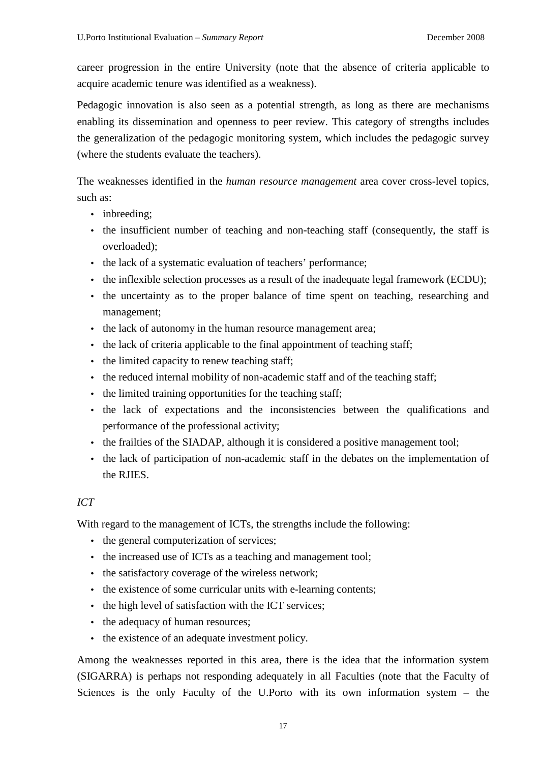career progression in the entire University (note that the absence of criteria applicable to acquire academic tenure was identified as a weakness).

Pedagogic innovation is also seen as a potential strength, as long as there are mechanisms enabling its dissemination and openness to peer review. This category of strengths includes the generalization of the pedagogic monitoring system, which includes the pedagogic survey (where the students evaluate the teachers).

The weaknesses identified in the *human resource management* area cover cross-level topics, such as:

- inbreeding;
- the insufficient number of teaching and non-teaching staff (consequently, the staff is overloaded);
- the lack of a systematic evaluation of teachers' performance;
- the inflexible selection processes as a result of the inadequate legal framework (ECDU);
- the uncertainty as to the proper balance of time spent on teaching, researching and management;
- the lack of autonomy in the human resource management area;
- the lack of criteria applicable to the final appointment of teaching staff;
- the limited capacity to renew teaching staff;
- the reduced internal mobility of non-academic staff and of the teaching staff;
- the limited training opportunities for the teaching staff;
- the lack of expectations and the inconsistencies between the qualifications and performance of the professional activity;
- the frailties of the SIADAP, although it is considered a positive management tool;
- the lack of participation of non-academic staff in the debates on the implementation of the RJIES.

*ICT*

With regard to the management of ICTs, the strengths include the following:

- the general computerization of services;
- the increased use of ICTs as a teaching and management tool;
- the satisfactory coverage of the wireless network;
- the existence of some curricular units with e-learning contents;
- the high level of satisfaction with the ICT services;
- the adequacy of human resources;
- the existence of an adequate investment policy.

Among the weaknesses reported in this area, there is the idea that the information system (SIGARRA) is perhaps not responding adequately in all Faculties (note that the Faculty of Sciences is the only Faculty of the U.Porto with its own information system – the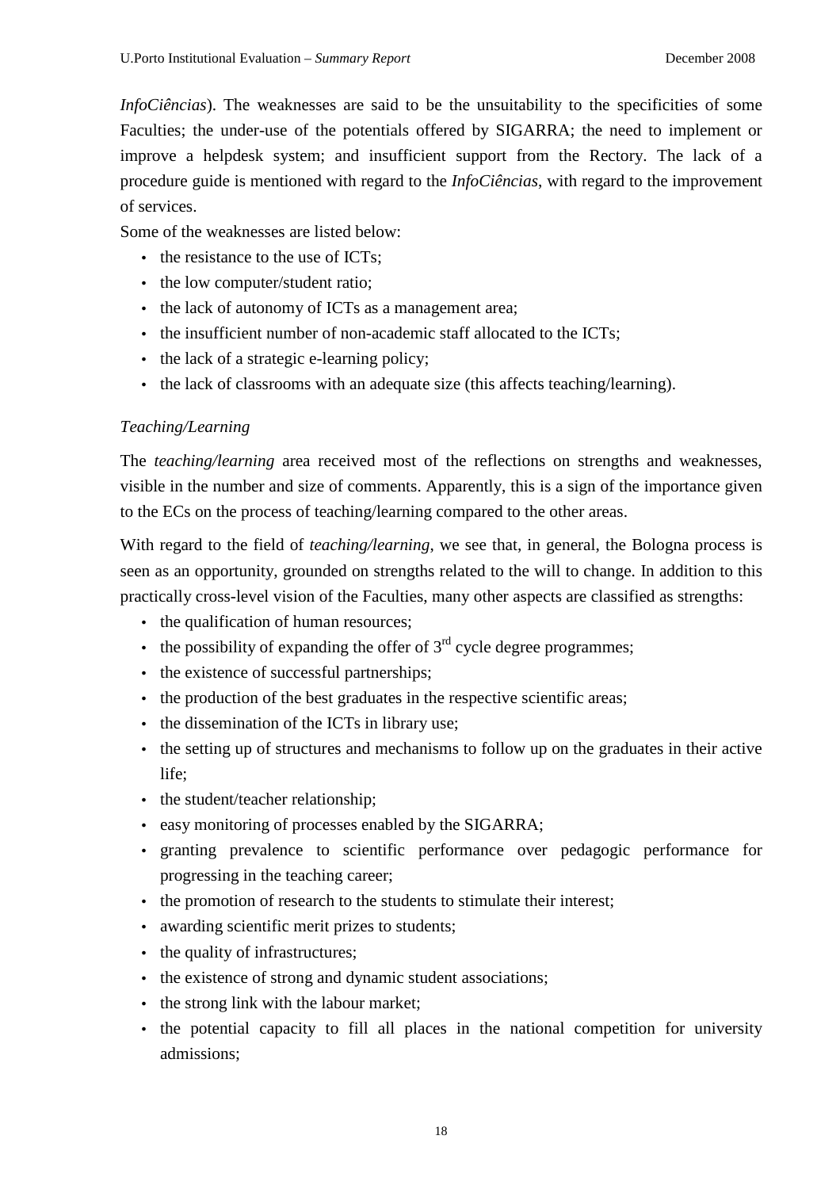*InfoCiências*). The weaknesses are said to be the unsuitability to the specificities of some Faculties; the under-use of the potentials offered by SIGARRA; the need to implement or improve a helpdesk system; and insufficient support from the Rectory. The lack of a procedure guide is mentioned with regard to the *InfoCiências*, with regard to the improvement of services.

Some of the weaknesses are listed below:

- the resistance to the use of ICTs;
- the low computer/student ratio;
- the lack of autonomy of ICTs as a management area;
- the insufficient number of non-academic staff allocated to the ICTs;
- the lack of a strategic e-learning policy;
- the lack of classrooms with an adequate size (this affects teaching/learning).

*Teaching/Learning*

The *teaching/learning* area received most of the reflections on strengths and weaknesses, visible in the number and size of comments. Apparently, this is a sign of the importance given to the ECs on the process of teaching/learning compared to the other areas.

With regard to the field of *teaching/learning*, we see that, in general, the Bologna process is seen as an opportunity, grounded on strengths related to the will to change. In addition to this practically cross-level vision of the Faculties, many other aspects are classified as strengths:

- the qualification of human resources;
- the possibility of expanding the offer of 3rd cycle degree programmes;
- the existence of successful partnerships;
- the production of the best graduates in the respective scientific areas;
- the dissemination of the ICTs in library use;
- the setting up of structures and mechanisms to follow up on the graduates in their active life;
- the student/teacher relationship;
- easy monitoring of processes enabled by the SIGARRA;
- granting prevalence to scientific performance over pedagogic performance for progressing in the teaching career;
- the promotion of research to the students to stimulate their interest;
- awarding scientific merit prizes to students;
- the quality of infrastructures;
- the existence of strong and dynamic student associations;
- the strong link with the labour market;
- the potential capacity to fill all places in the national competition for university admissions;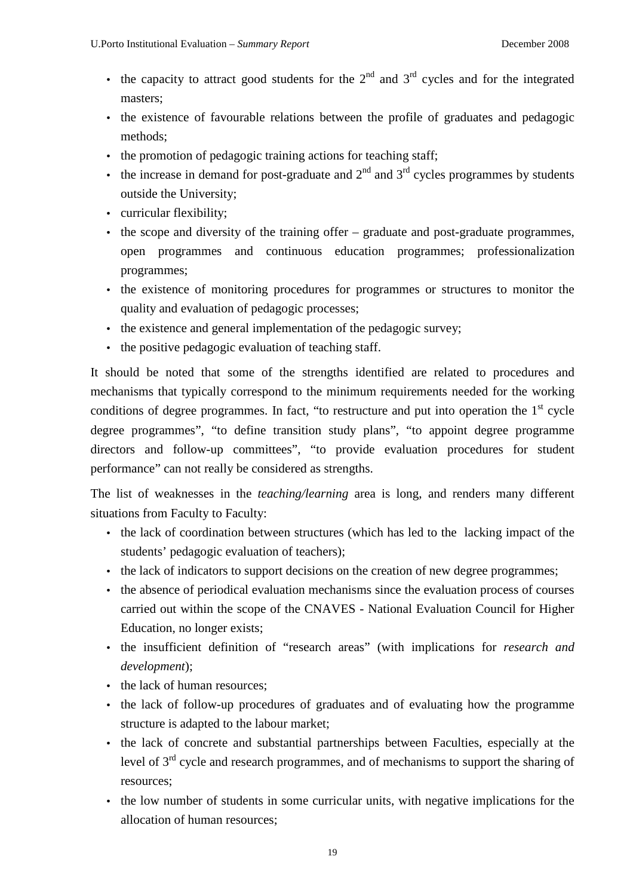- the capacity to attract good students for the 2nd and 3rd cycles and for the integrated masters;
- the existence of favourable relations between the profile of graduates and pedagogic methods;
- the promotion of pedagogic training actions for teaching staff;
- the increase in demand for post-graduate and 2nd and 3rd cycles programmes by students outside the University;
- curricular flexibility;
- the scope and diversity of the training offer – graduate and post-graduate programmes, open programmes and continuous education programmes; professionalization programmes;
- the existence of monitoring procedures for programmes or structures to monitor the quality and evaluation of pedagogic processes;
- the existence and general implementation of the pedagogic survey;
- the positive pedagogic evaluation of teaching staff.

It should be noted that some of the strengths identified are related to procedures and mechanisms that typically correspond to the minimum requirements needed for the working conditions of degree programmes. In fact, "to restructure and put into operation the 1st cycle degree programmes", "to define transition study plans", "to appoint degree programme directors and follow-up committees", "to provide evaluation procedures for student performance" can not really be considered as strengths.

The list of weaknesses in the *teaching/learning* area is long, and renders many different situations from Faculty to Faculty:

- the lack of coordination between structures (which has led to the lacking impact of the students' pedagogic evaluation of teachers);
- the lack of indicators to support decisions on the creation of new degree programmes;
- the absence of periodical evaluation mechanisms since the evaluation process of courses carried out within the scope of the CNAVES - National Evaluation Council for Higher Education, no longer exists;
- the insufficient definition of "research areas" (with implications for *research and development*);
- the lack of human resources;
- the lack of follow-up procedures of graduates and of evaluating how the programme structure is adapted to the labour market;
- the lack of concrete and substantial partnerships between Faculties, especially at the level of 3rd cycle and research programmes, and of mechanisms to support the sharing of resources;
- the low number of students in some curricular units, with negative implications for the allocation of human resources;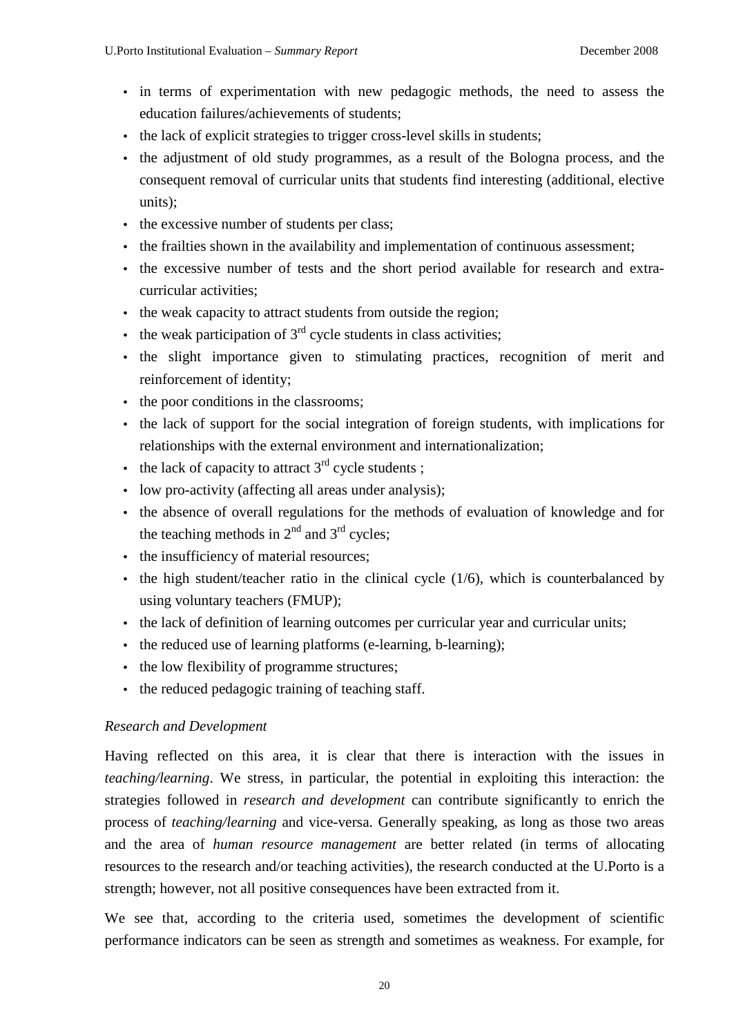- in terms of experimentation with new pedagogic methods, the need to assess the education failures/achievements of students;
- the lack of explicit strategies to trigger cross-level skills in students;
- the adjustment of old study programmes, as a result of the Bologna process, and the consequent removal of curricular units that students find interesting (additional, elective units);
- the excessive number of students per class;
- the frailties shown in the availability and implementation of continuous assessment;
- the excessive number of tests and the short period available for research and extra-curricular activities;
- the weak capacity to attract students from outside the region;
- the weak participation of 3rd cycle students in class activities;
- the slight importance given to stimulating practices, recognition of merit and reinforcement of identity;
- the poor conditions in the classrooms;
- the lack of support for the social integration of foreign students, with implications for relationships with the external environment and internationalization;
- the lack of capacity to attract 3rd cycle students ;
- low pro-activity (affecting all areas under analysis);
- the absence of overall regulations for the methods of evaluation of knowledge and for the teaching methods in 2nd and 3rd cycles;
- the insufficiency of material resources;
- the high student/teacher ratio in the clinical cycle (1/6), which is counterbalanced by using voluntary teachers (FMUP);
- the lack of definition of learning outcomes per curricular year and curricular units;
- the reduced use of learning platforms (e-learning, b-learning);
- the low flexibility of programme structures;
- the reduced pedagogic training of teaching staff.

*Research and Development*

Having reflected on this area, it is clear that there is interaction with the issues in *teaching/learning*. We stress, in particular, the potential in exploiting this interaction: the strategies followed in *research and development* can contribute significantly to enrich the process of *teaching/learning* and vice-versa. Generally speaking, as long as those two areas and the area of *human resource management* are better related (in terms of allocating resources to the research and/or teaching activities), the research conducted at the U.Porto is a strength; however, not all positive consequences have been extracted from it.

We see that, according to the criteria used, sometimes the development of scientific performance indicators can be seen as strength and sometimes as weakness. For example, for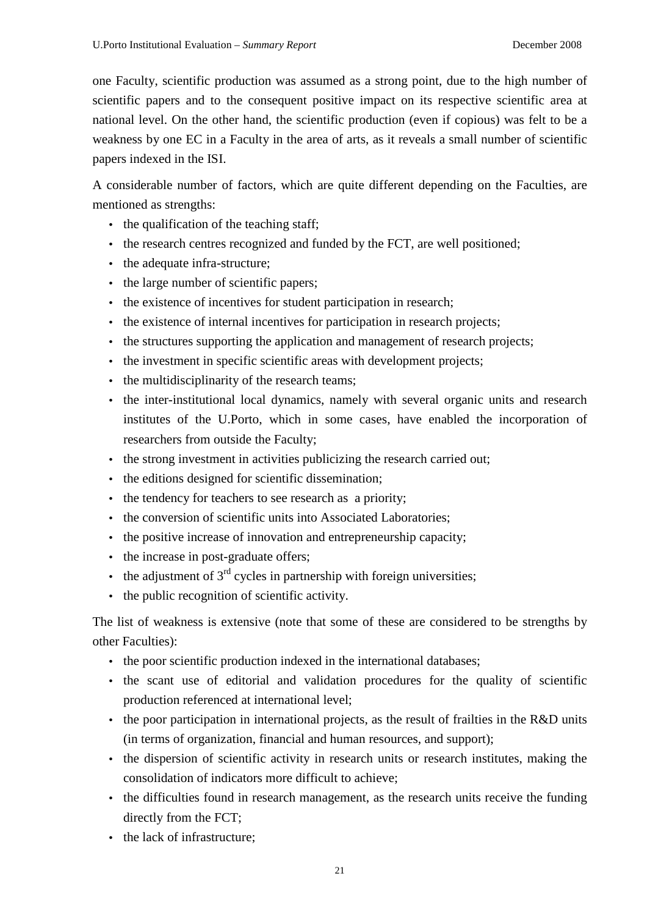one Faculty, scientific production was assumed as a strong point, due to the high number of scientific papers and to the consequent positive impact on its respective scientific area at national level. On the other hand, the scientific production (even if copious) was felt to be a weakness by one EC in a Faculty in the area of arts, as it reveals a small number of scientific papers indexed in the ISI.

A considerable number of factors, which are quite different depending on the Faculties, are mentioned as strengths:

- the qualification of the teaching staff;
- the research centres recognized and funded by the FCT, are well positioned;
- the adequate infra-structure;
- the large number of scientific papers;
- the existence of incentives for student participation in research;
- the existence of internal incentives for participation in research projects;
- the structures supporting the application and management of research projects;
- the investment in specific scientific areas with development projects;
- the multidisciplinarity of the research teams;
- the inter-institutional local dynamics, namely with several organic units and research institutes of the U.Porto, which in some cases, have enabled the incorporation of researchers from outside the Faculty;
- the strong investment in activities publicizing the research carried out;
- the editions designed for scientific dissemination;
- the tendency for teachers to see research as a priority;
- the conversion of scientific units into Associated Laboratories;
- the positive increase of innovation and entrepreneurship capacity;
- the increase in post-graduate offers;
- the adjustment of 3rd cycles in partnership with foreign universities;
- the public recognition of scientific activity.

The list of weakness is extensive (note that some of these are considered to be strengths by other Faculties):

- the poor scientific production indexed in the international databases;
- the scant use of editorial and validation procedures for the quality of scientific production referenced at international level;
- the poor participation in international projects, as the result of frailties in the R&D units (in terms of organization, financial and human resources, and support);
- the dispersion of scientific activity in research units or research institutes, making the consolidation of indicators more difficult to achieve;
- the difficulties found in research management, as the research units receive the funding directly from the FCT;
- the lack of infrastructure;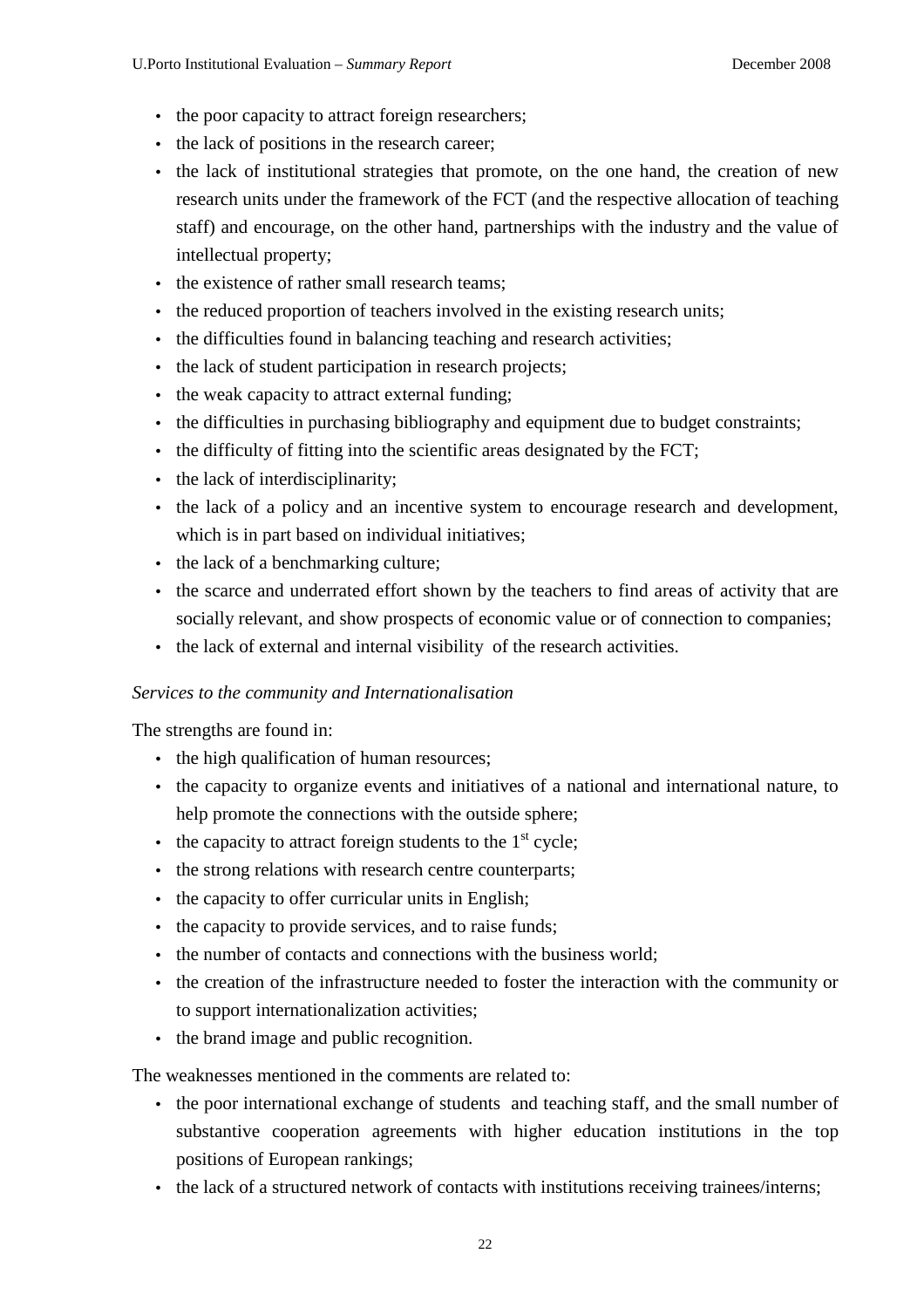- the poor capacity to attract foreign researchers;
- the lack of positions in the research career;
- the lack of institutional strategies that promote, on the one hand, the creation of new research units under the framework of the FCT (and the respective allocation of teaching staff) and encourage, on the other hand, partnerships with the industry and the value of intellectual property;
- the existence of rather small research teams;
- the reduced proportion of teachers involved in the existing research units;
- the difficulties found in balancing teaching and research activities;
- the lack of student participation in research projects;
- the weak capacity to attract external funding;
- the difficulties in purchasing bibliography and equipment due to budget constraints;
- the difficulty of fitting into the scientific areas designated by the FCT;
- the lack of interdisciplinarity;
- the lack of a policy and an incentive system to encourage research and development, which is in part based on individual initiatives;
- the lack of a benchmarking culture;
- the scarce and underrated effort shown by the teachers to find areas of activity that are socially relevant, and show prospects of economic value or of connection to companies;
- the lack of external and internal visibility of the research activities.

*Services to the community and Internationalisation*

The strengths are found in:

- the high qualification of human resources;
- the capacity to organize events and initiatives of a national and international nature, to help promote the connections with the outside sphere;
- the capacity to attract foreign students to the 1st cycle;
- the strong relations with research centre counterparts;
- the capacity to offer curricular units in English;
- the capacity to provide services, and to raise funds;
- the number of contacts and connections with the business world;
- the creation of the infrastructure needed to foster the interaction with the community or to support internationalization activities;
- the brand image and public recognition.

The weaknesses mentioned in the comments are related to:

- the poor international exchange of students and teaching staff, and the small number of substantive cooperation agreements with higher education institutions in the top positions of European rankings;
- the lack of a structured network of contacts with institutions receiving trainees/interns;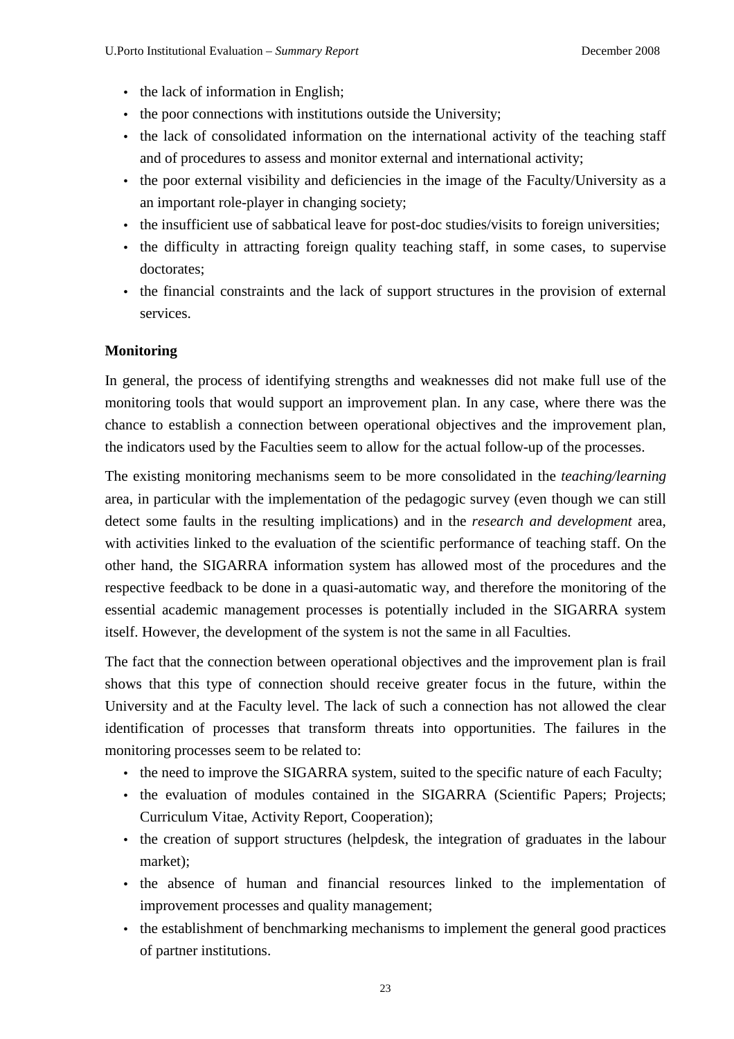- the lack of information in English;
- the poor connections with institutions outside the University;
- the lack of consolidated information on the international activity of the teaching staff and of procedures to assess and monitor external and international activity;
- the poor external visibility and deficiencies in the image of the Faculty/University as a an important role-player in changing society;
- the insufficient use of sabbatical leave for post-doc studies/visits to foreign universities;
- the difficulty in attracting foreign quality teaching staff, in some cases, to supervise doctorates;
- the financial constraints and the lack of support structures in the provision of external services.

**Monitoring**

In general, the process of identifying strengths and weaknesses did not make full use of the monitoring tools that would support an improvement plan. In any case, where there was the chance to establish a connection between operational objectives and the improvement plan, the indicators used by the Faculties seem to allow for the actual follow-up of the processes.

The existing monitoring mechanisms seem to be more consolidated in the *teaching/learning* area, in particular with the implementation of the pedagogic survey (even though we can still detect some faults in the resulting implications) and in the *research and development* area, with activities linked to the evaluation of the scientific performance of teaching staff. On the other hand, the SIGARRA information system has allowed most of the procedures and the respective feedback to be done in a quasi-automatic way, and therefore the monitoring of the essential academic management processes is potentially included in the SIGARRA system itself. However, the development of the system is not the same in all Faculties.

The fact that the connection between operational objectives and the improvement plan is frail shows that this type of connection should receive greater focus in the future, within the University and at the Faculty level. The lack of such a connection has not allowed the clear identification of processes that transform threats into opportunities. The failures in the monitoring processes seem to be related to:

- the need to improve the SIGARRA system, suited to the specific nature of each Faculty;
- the evaluation of modules contained in the SIGARRA (Scientific Papers; Projects; Curriculum Vitae, Activity Report, Cooperation);
- the creation of support structures (helpdesk, the integration of graduates in the labour market);
- the absence of human and financial resources linked to the implementation of improvement processes and quality management;
- the establishment of benchmarking mechanisms to implement the general good practices of partner institutions.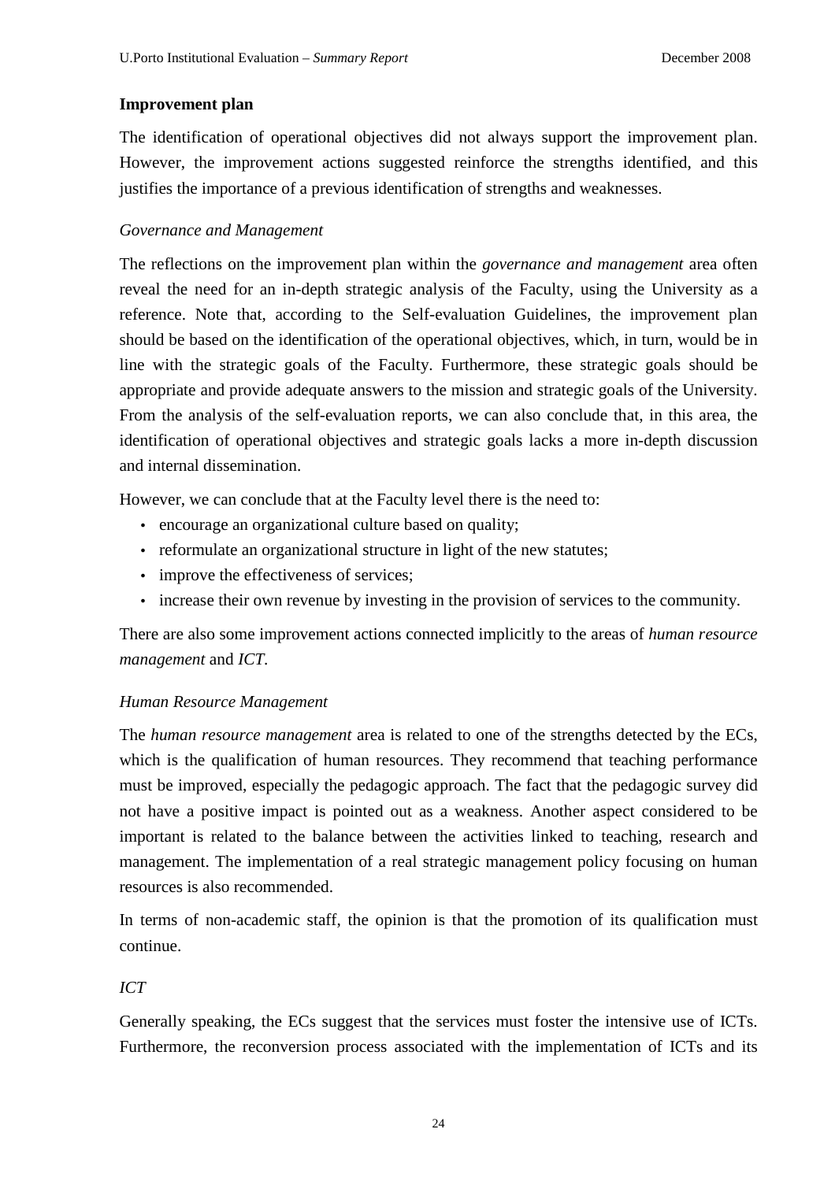**Improvement plan**

The identification of operational objectives did not always support the improvement plan. However, the improvement actions suggested reinforce the strengths identified, and this justifies the importance of a previous identification of strengths and weaknesses.

*Governance and Management*

The reflections on the improvement plan within the *governance and management* area often reveal the need for an in-depth strategic analysis of the Faculty, using the University as a reference. Note that, according to the Self-evaluation Guidelines, the improvement plan should be based on the identification of the operational objectives, which, in turn, would be in line with the strategic goals of the Faculty. Furthermore, these strategic goals should be appropriate and provide adequate answers to the mission and strategic goals of the University. From the analysis of the self-evaluation reports, we can also conclude that, in this area, the identification of operational objectives and strategic goals lacks a more in-depth discussion and internal dissemination.

However, we can conclude that at the Faculty level there is the need to:

- encourage an organizational culture based on quality;
- reformulate an organizational structure in light of the new statutes;
- improve the effectiveness of services;
- increase their own revenue by investing in the provision of services to the community.

There are also some improvement actions connected implicitly to the areas of *human resource management* and *ICT*.

*Human Resource Management*

The *human resource management* area is related to one of the strengths detected by the ECs, which is the qualification of human resources. They recommend that teaching performance must be improved, especially the pedagogic approach. The fact that the pedagogic survey did not have a positive impact is pointed out as a weakness. Another aspect considered to be important is related to the balance between the activities linked to teaching, research and management. The implementation of a real strategic management policy focusing on human resources is also recommended.

In terms of non-academic staff, the opinion is that the promotion of its qualification must continue.

*ICT*

Generally speaking, the ECs suggest that the services must foster the intensive use of ICTs. Furthermore, the reconversion process associated with the implementation of ICTs and its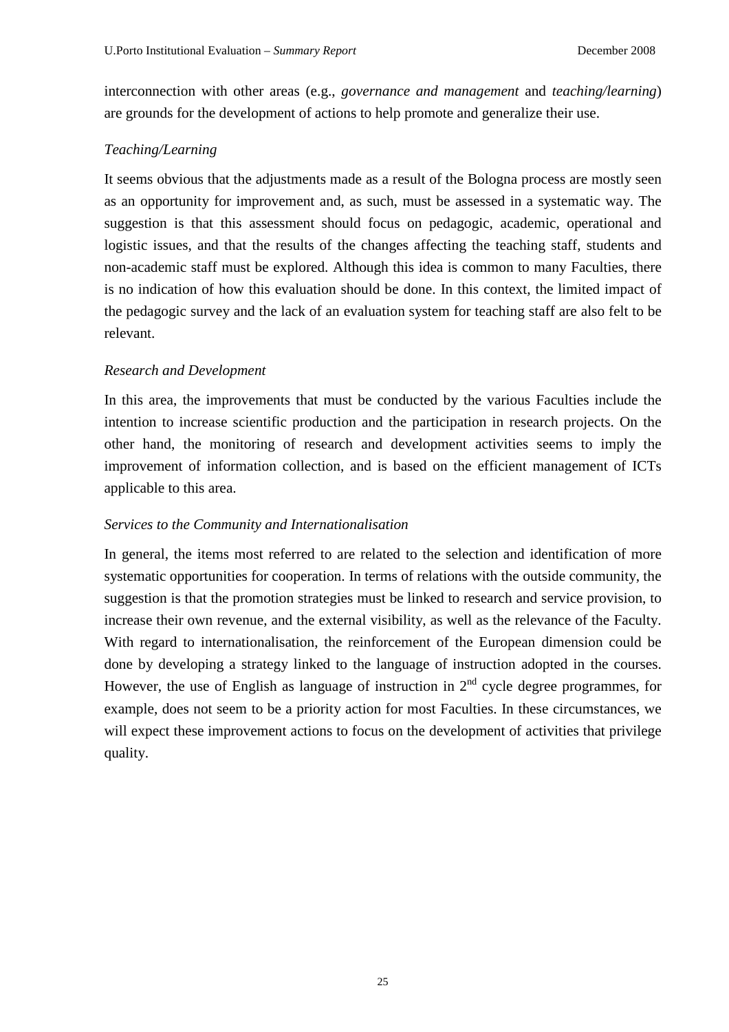interconnection with other areas (e.g., *governance and management* and *teaching/learning*) are grounds for the development of actions to help promote and generalize their use.

### *Teaching/Learning*

It seems obvious that the adjustments made as a result of the Bologna process are mostly seen as an opportunity for improvement and, as such, must be assessed in a systematic way. The suggestion is that this assessment should focus on pedagogic, academic, operational and logistic issues, and that the results of the changes affecting the teaching staff, students and non-academic staff must be explored. Although this idea is common to many Faculties, there is no indication of how this evaluation should be done. In this context, the limited impact of the pedagogic survey and the lack of an evaluation system for teaching staff are also felt to be relevant.

### *Research and Development*

In this area, the improvements that must be conducted by the various Faculties include the intention to increase scientific production and the participation in research projects. On the other hand, the monitoring of research and development activities seems to imply the improvement of information collection, and is based on the efficient management of ICTs applicable to this area.

### *Services to the Community and Internationalisation*

In general, the items most referred to are related to the selection and identification of more systematic opportunities for cooperation. In terms of relations with the outside community, the suggestion is that the promotion strategies must be linked to research and service provision, to increase their own revenue, and the external visibility, as well as the relevance of the Faculty. With regard to internationalisation, the reinforcement of the European dimension could be done by developing a strategy linked to the language of instruction adopted in the courses. However, the use of English as language of instruction in 2$^{nd}$ cycle degree programmes, for example, does not seem to be a priority action for most Faculties. In these circumstances, we will expect these improvement actions to focus on the development of activities that privilege quality.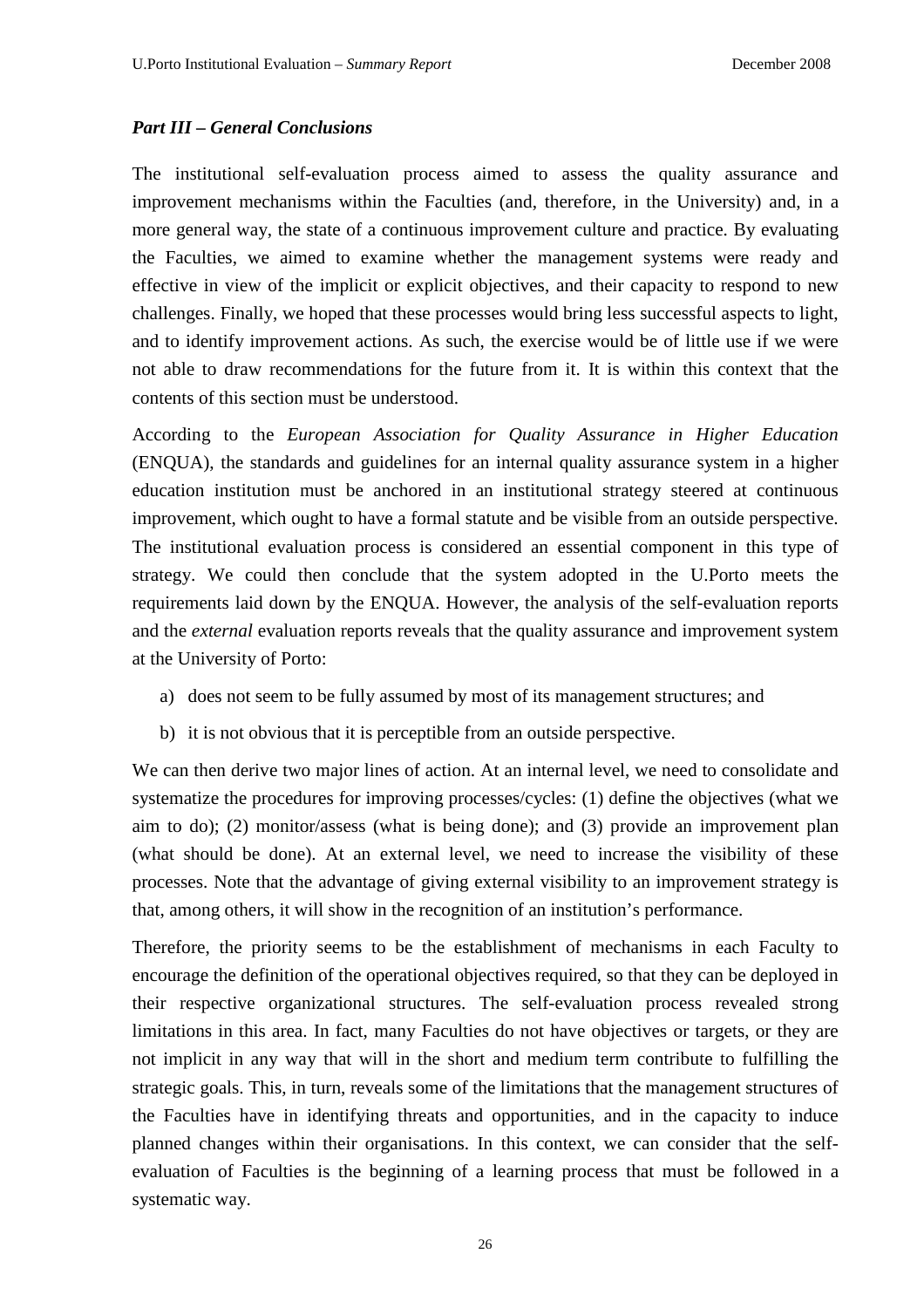### *Part III – General Conclusions*

The institutional self-evaluation process aimed to assess the quality assurance and improvement mechanisms within the Faculties (and, therefore, in the University) and, in a more general way, the state of a continuous improvement culture and practice. By evaluating the Faculties, we aimed to examine whether the management systems were ready and effective in view of the implicit or explicit objectives, and their capacity to respond to new challenges. Finally, we hoped that these processes would bring less successful aspects to light, and to identify improvement actions. As such, the exercise would be of little use if we were not able to draw recommendations for the future from it. It is within this context that the contents of this section must be understood.

According to the *European Association for Quality Assurance in Higher Education* (ENQUA), the standards and guidelines for an internal quality assurance system in a higher education institution must be anchored in an institutional strategy steered at continuous improvement, which ought to have a formal statute and be visible from an outside perspective. The institutional evaluation process is considered an essential component in this type of strategy. We could then conclude that the system adopted in the U.Porto meets the requirements laid down by the ENQUA. However, the analysis of the self-evaluation reports and the *external* evaluation reports reveals that the quality assurance and improvement system at the University of Porto:

a) does not seem to be fully assumed by most of its management structures; and

b) it is not obvious that it is perceptible from an outside perspective.

We can then derive two major lines of action. At an internal level, we need to consolidate and systematize the procedures for improving processes/cycles: (1) define the objectives (what we aim to do); (2) monitor/assess (what is being done); and (3) provide an improvement plan (what should be done). At an external level, we need to increase the visibility of these processes. Note that the advantage of giving external visibility to an improvement strategy is that, among others, it will show in the recognition of an institution's performance.

Therefore, the priority seems to be the establishment of mechanisms in each Faculty to encourage the definition of the operational objectives required, so that they can be deployed in their respective organizational structures. The self-evaluation process revealed strong limitations in this area. In fact, many Faculties do not have objectives or targets, or they are not implicit in any way that will in the short and medium term contribute to fulfilling the strategic goals. This, in turn, reveals some of the limitations that the management structures of the Faculties have in identifying threats and opportunities, and in the capacity to induce planned changes within their organisations. In this context, we can consider that the self-evaluation of Faculties is the beginning of a learning process that must be followed in a systematic way.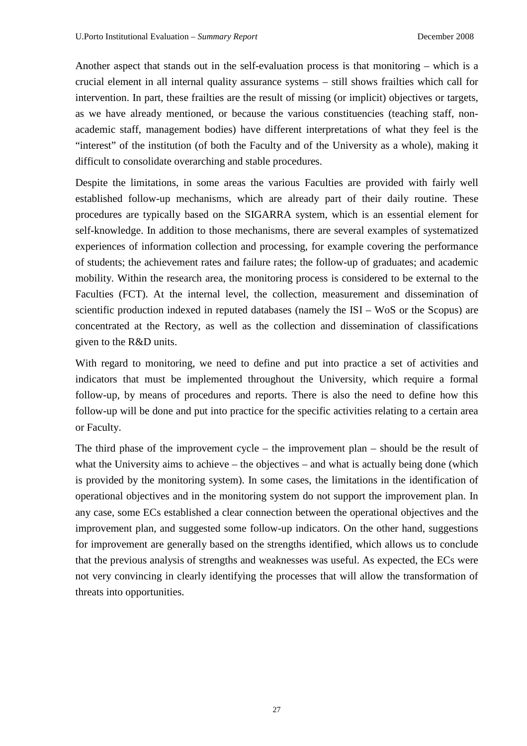Another aspect that stands out in the self-evaluation process is that monitoring – which is a crucial element in all internal quality assurance systems – still shows frailties which call for intervention. In part, these frailties are the result of missing (or implicit) objectives or targets, as we have already mentioned, or because the various constituencies (teaching staff, non-academic staff, management bodies) have different interpretations of what they feel is the "interest" of the institution (of both the Faculty and of the University as a whole), making it difficult to consolidate overarching and stable procedures.

Despite the limitations, in some areas the various Faculties are provided with fairly well established follow-up mechanisms, which are already part of their daily routine. These procedures are typically based on the SIGARRA system, which is an essential element for self-knowledge. In addition to those mechanisms, there are several examples of systematized experiences of information collection and processing, for example covering the performance of students; the achievement rates and failure rates; the follow-up of graduates; and academic mobility. Within the research area, the monitoring process is considered to be external to the Faculties (FCT). At the internal level, the collection, measurement and dissemination of scientific production indexed in reputed databases (namely the ISI – WoS or the Scopus) are concentrated at the Rectory, as well as the collection and dissemination of classifications given to the R&D units.

With regard to monitoring, we need to define and put into practice a set of activities and indicators that must be implemented throughout the University, which require a formal follow-up, by means of procedures and reports. There is also the need to define how this follow-up will be done and put into practice for the specific activities relating to a certain area or Faculty.

The third phase of the improvement cycle – the improvement plan – should be the result of what the University aims to achieve – the objectives – and what is actually being done (which is provided by the monitoring system). In some cases, the limitations in the identification of operational objectives and in the monitoring system do not support the improvement plan. In any case, some ECs established a clear connection between the operational objectives and the improvement plan, and suggested some follow-up indicators. On the other hand, suggestions for improvement are generally based on the strengths identified, which allows us to conclude that the previous analysis of strengths and weaknesses was useful. As expected, the ECs were not very convincing in clearly identifying the processes that will allow the transformation of threats into opportunities.